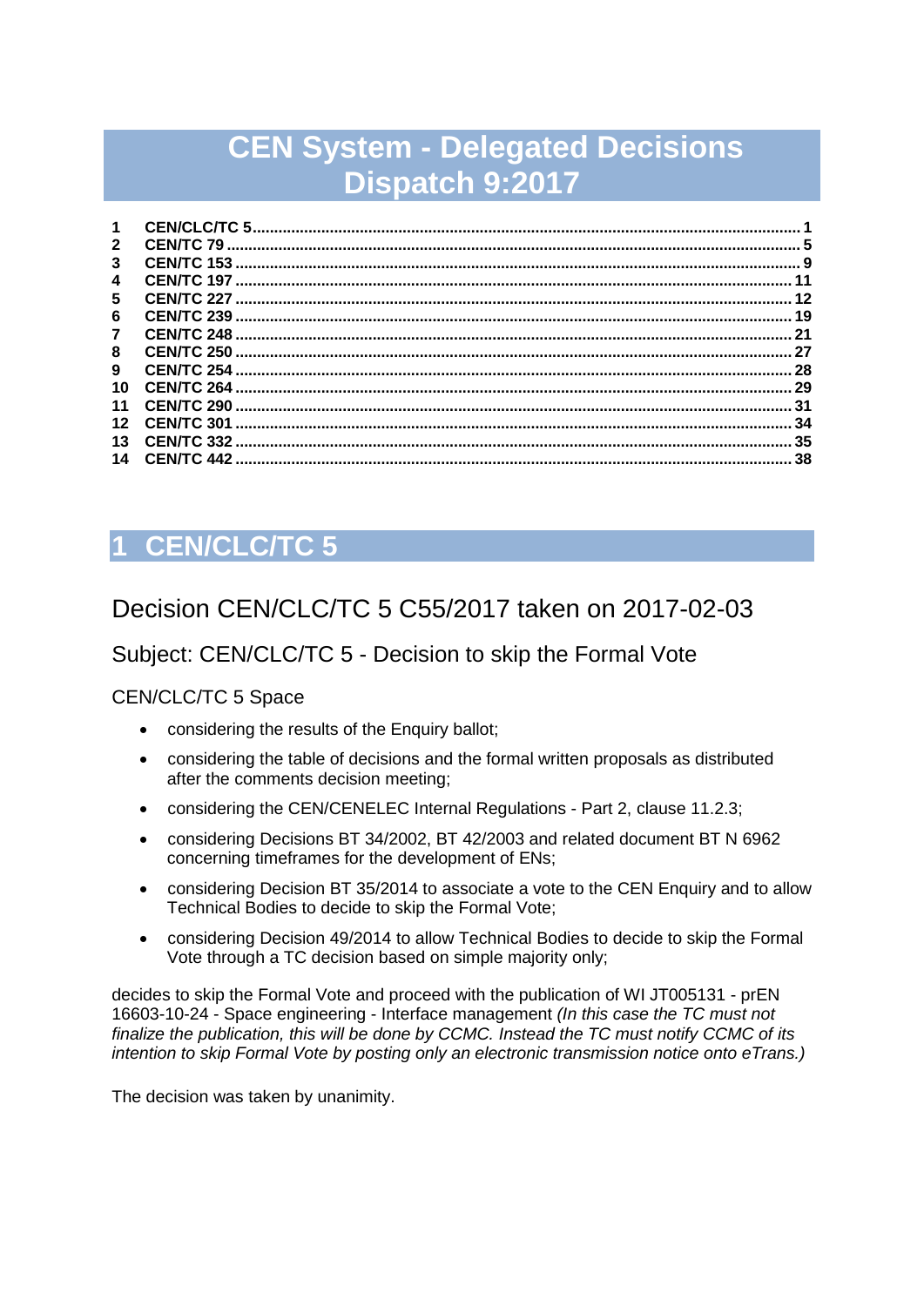# CEN System - Delegated Decisions Dispatch 9:2017

| | | |
|---|---|---|
| 1 | CEN/CLC/TC 5 | 1 |
| 2 | CEN/TC 79 | 5 |
| 3 | CEN/TC 153 | 9 |
| 4 | CEN/TC 197 | 11 |
| 5 | CEN/TC 227 | 12 |
| 6 | CEN/TC 239 | 19 |
| 7 | CEN/TC 248 | 21 |
| 8 | CEN/TC 250 | 27 |
| 9 | CEN/TC 254 | 28 |
| 10 | CEN/TC 264 | 29 |
| 11 | CEN/TC 290 | 31 |
| 12 | CEN/TC 301 | 34 |
| 13 | CEN/TC 332 | 35 |
| 14 | CEN/TC 442 | 38 |

## 1 CEN/CLC/TC 5

### Decision CEN/CLC/TC 5 C55/2017 taken on 2017-02-03

#### Subject: CEN/CLC/TC 5 - Decision to skip the Formal Vote

CEN/CLC/TC 5 Space

- considering the results of the Enquiry ballot;
- considering the table of decisions and the formal written proposals as distributed after the comments decision meeting;
- considering the CEN/CENELEC Internal Regulations - Part 2, clause 11.2.3;
- considering Decisions BT 34/2002, BT 42/2003 and related document BT N 6962 concerning timeframes for the development of ENs;
- considering Decision BT 35/2014 to associate a vote to the CEN Enquiry and to allow Technical Bodies to decide to skip the Formal Vote;
- considering Decision 49/2014 to allow Technical Bodies to decide to skip the Formal Vote through a TC decision based on simple majority only;

decides to skip the Formal Vote and proceed with the publication of WI JT005131 - prEN 16603-10-24 - Space engineering - Interface management *(In this case the TC must not finalize the publication, this will be done by CCMC. Instead the TC must notify CCMC of its intention to skip Formal Vote by posting only an electronic transmission notice onto eTrans.)*

The decision was taken by unanimity.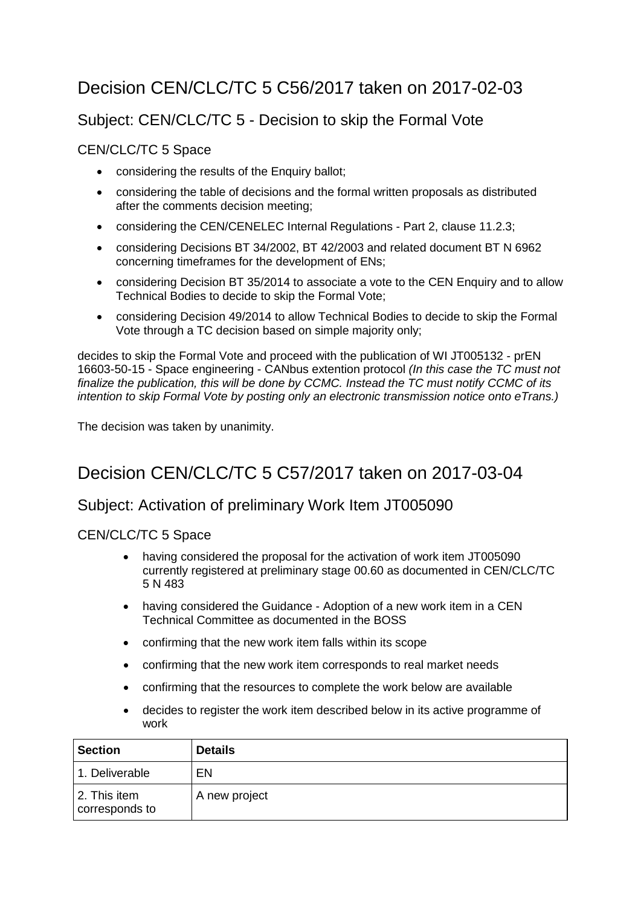# Decision CEN/CLC/TC 5 C56/2017 taken on 2017-02-03

## Subject: CEN/CLC/TC 5 - Decision to skip the Formal Vote

### CEN/CLC/TC 5 Space

- considering the results of the Enquiry ballot;
- considering the table of decisions and the formal written proposals as distributed after the comments decision meeting;
- considering the CEN/CENELEC Internal Regulations - Part 2, clause 11.2.3;
- considering Decisions BT 34/2002, BT 42/2003 and related document BT N 6962 concerning timeframes for the development of ENs;
- considering Decision BT 35/2014 to associate a vote to the CEN Enquiry and to allow Technical Bodies to decide to skip the Formal Vote;
- considering Decision 49/2014 to allow Technical Bodies to decide to skip the Formal Vote through a TC decision based on simple majority only;

decides to skip the Formal Vote and proceed with the publication of WI JT005132 - prEN 16603-50-15 - Space engineering - CANbus extention protocol *(In this case the TC must not finalize the publication, this will be done by CCMC. Instead the TC must notify CCMC of its intention to skip Formal Vote by posting only an electronic transmission notice onto eTrans.)*

The decision was taken by unanimity.

# Decision CEN/CLC/TC 5 C57/2017 taken on 2017-03-04

## Subject: Activation of preliminary Work Item JT005090

### CEN/CLC/TC 5 Space

- having considered the proposal for the activation of work item JT005090 currently registered at preliminary stage 00.60 as documented in CEN/CLC/TC 5 N 483
- having considered the Guidance - Adoption of a new work item in a CEN Technical Committee as documented in the BOSS
- confirming that the new work item falls within its scope
- confirming that the new work item corresponds to real market needs
- confirming that the resources to complete the work below are available
- decides to register the work item described below in its active programme of work

| Section | Details |
|---|---|
| 1. Deliverable | EN |
| 2. This item corresponds to | A new project |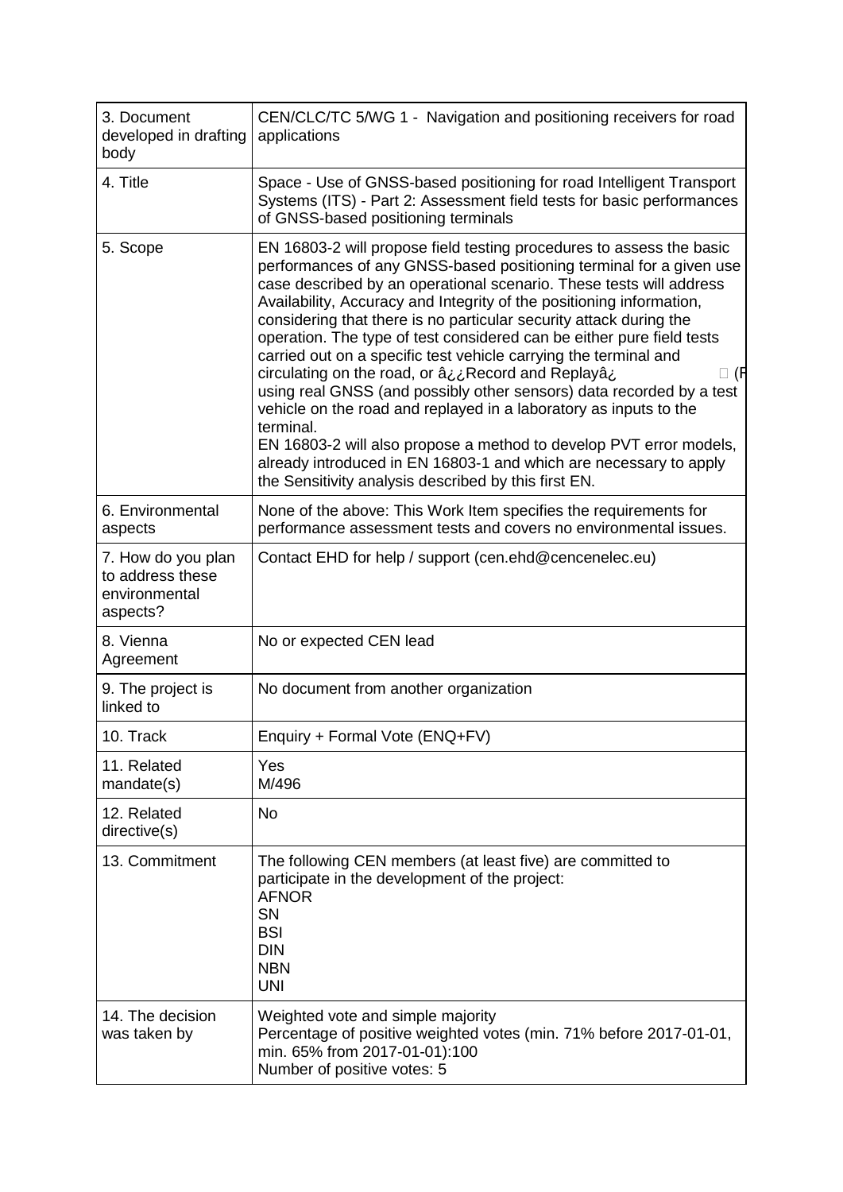| | |
|---|---|
| 3. Document developed in drafting body | CEN/CLC/TC 5/WG 1 - Navigation and positioning receivers for road applications |
| 4. Title | Space - Use of GNSS-based positioning for road Intelligent Transport Systems (ITS) - Part 2: Assessment field tests for basic performances of GNSS-based positioning terminals |
| 5. Scope | EN 16803-2 will propose field testing procedures to assess the basic performances of any GNSS-based positioning terminal for a given use case described by an operational scenario. These tests will address Availability, Accuracy and Integrity of the positioning information, considering that there is no particular security attack during the operation. The type of test considered can be either pure field tests carried out on a specific test vehicle carrying the terminal and circulating on the road, or â¿¿Record and Replayâ¿ (F using real GNSS (and possibly other sensors) data recorded by a test vehicle on the road and replayed in a laboratory as inputs to the terminal.<br>EN 16803-2 will also propose a method to develop PVT error models, already introduced in EN 16803-1 and which are necessary to apply the Sensitivity analysis described by this first EN. |
| 6. Environmental aspects | None of the above: This Work Item specifies the requirements for performance assessment tests and covers no environmental issues. |
| 7. How do you plan to address these environmental aspects? | Contact EHD for help / support (cen.ehd@cencenelec.eu) |
| 8. Vienna Agreement | No or expected CEN lead |
| 9. The project is linked to | No document from another organization |
| 10. Track | Enquiry + Formal Vote (ENQ+FV) |
| 11. Related mandate(s) | Yes<br>M/496 |
| 12. Related directive(s) | No |
| 13. Commitment | The following CEN members (at least five) are committed to participate in the development of the project:<br>AFNOR<br>SN<br>BSI<br>DIN<br>NBN<br>UNI |
| 14. The decision was taken by | Weighted vote and simple majority<br>Percentage of positive weighted votes (min. 71% before 2017-01-01, min. 65% from 2017-01-01):100<br>Number of positive votes: 5 |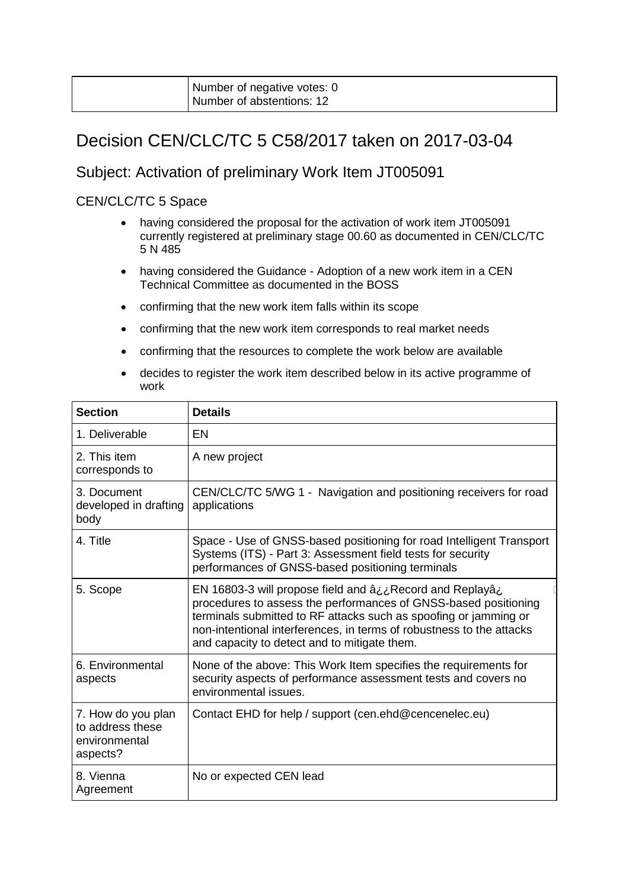| | Number of negative votes: 0<br>Number of abstentions: 12 |
|---|---|

## Decision CEN/CLC/TC 5 C58/2017 taken on 2017-03-04

### Subject: Activation of preliminary Work Item JT005091

CEN/CLC/TC 5 Space

- having considered the proposal for the activation of work item JT005091 currently registered at preliminary stage 00.60 as documented in CEN/CLC/TC 5 N 485
- having considered the Guidance - Adoption of a new work item in a CEN Technical Committee as documented in the BOSS
- confirming that the new work item falls within its scope
- confirming that the new work item corresponds to real market needs
- confirming that the resources to complete the work below are available
- decides to register the work item described below in its active programme of work

| Section | Details |
|---|---|
| 1. Deliverable | EN |
| 2. This item corresponds to | A new project |
| 3. Document developed in drafting body | CEN/CLC/TC 5/WG 1 - Navigation and positioning receivers for road applications |
| 4. Title | Space - Use of GNSS-based positioning for road Intelligent Transport Systems (ITS) - Part 3: Assessment field tests for security performances of GNSS-based positioning terminals |
| 5. Scope | EN 16803-3 will propose field and â¿¿Record and Replayâ¿ procedures to assess the performances of GNSS-based positioning terminals submitted to RF attacks such as spoofing or jamming or non-intentional interferences, in terms of robustness to the attacks and capacity to detect and to mitigate them. |
| 6. Environmental aspects | None of the above: This Work Item specifies the requirements for security aspects of performance assessment tests and covers no environmental issues. |
| 7. How do you plan to address these environmental aspects? | Contact EHD for help / support (cen.ehd@cencenelec.eu) |
| 8. Vienna Agreement | No or expected CEN lead |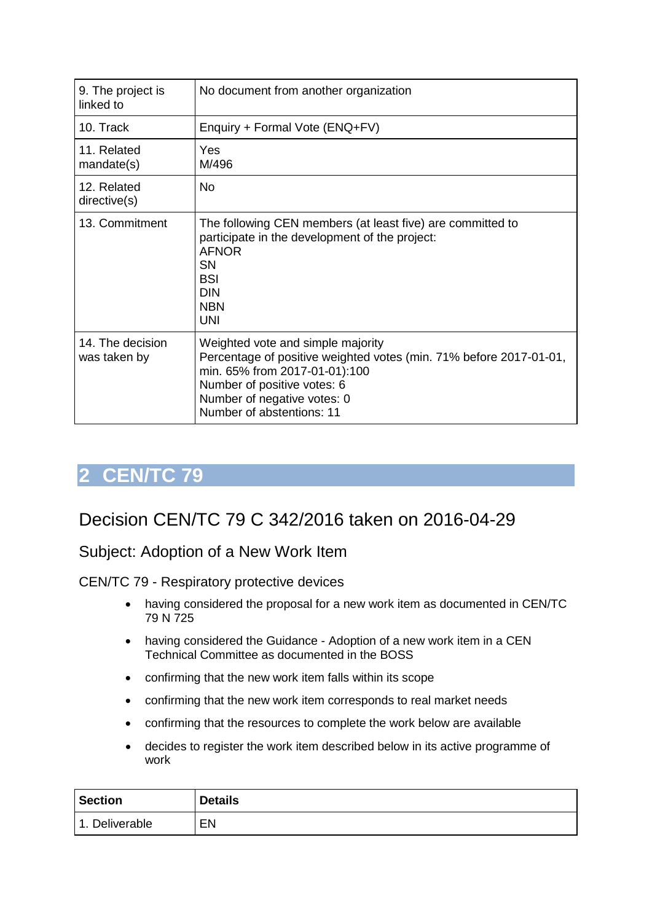| | |
|---|---|
| 9. The project is linked to | No document from another organization |
| 10. Track | Enquiry + Formal Vote (ENQ+FV) |
| 11. Related mandate(s) | Yes<br>M/496 |
| 12. Related directive(s) | No |
| 13. Commitment | The following CEN members (at least five) are committed to participate in the development of the project:<br>AFNOR<br>SN<br>BSI<br>DIN<br>NBN<br>UNI |
| 14. The decision was taken by | Weighted vote and simple majority<br>Percentage of positive weighted votes (min. 71% before 2017-01-01, min. 65% from 2017-01-01):100<br>Number of positive votes: 6<br>Number of negative votes: 0<br>Number of abstentions: 11 |

# 2 CEN/TC 79

## Decision CEN/TC 79 C 342/2016 taken on 2016-04-29

### Subject: Adoption of a New Work Item

CEN/TC 79 - Respiratory protective devices

- having considered the proposal for a new work item as documented in CEN/TC 79 N 725
- having considered the Guidance - Adoption of a new work item in a CEN Technical Committee as documented in the BOSS
- confirming that the new work item falls within its scope
- confirming that the new work item corresponds to real market needs
- confirming that the resources to complete the work below are available
- decides to register the work item described below in its active programme of work

| **Section** | **Details** |
|---|---|
| 1. Deliverable | EN |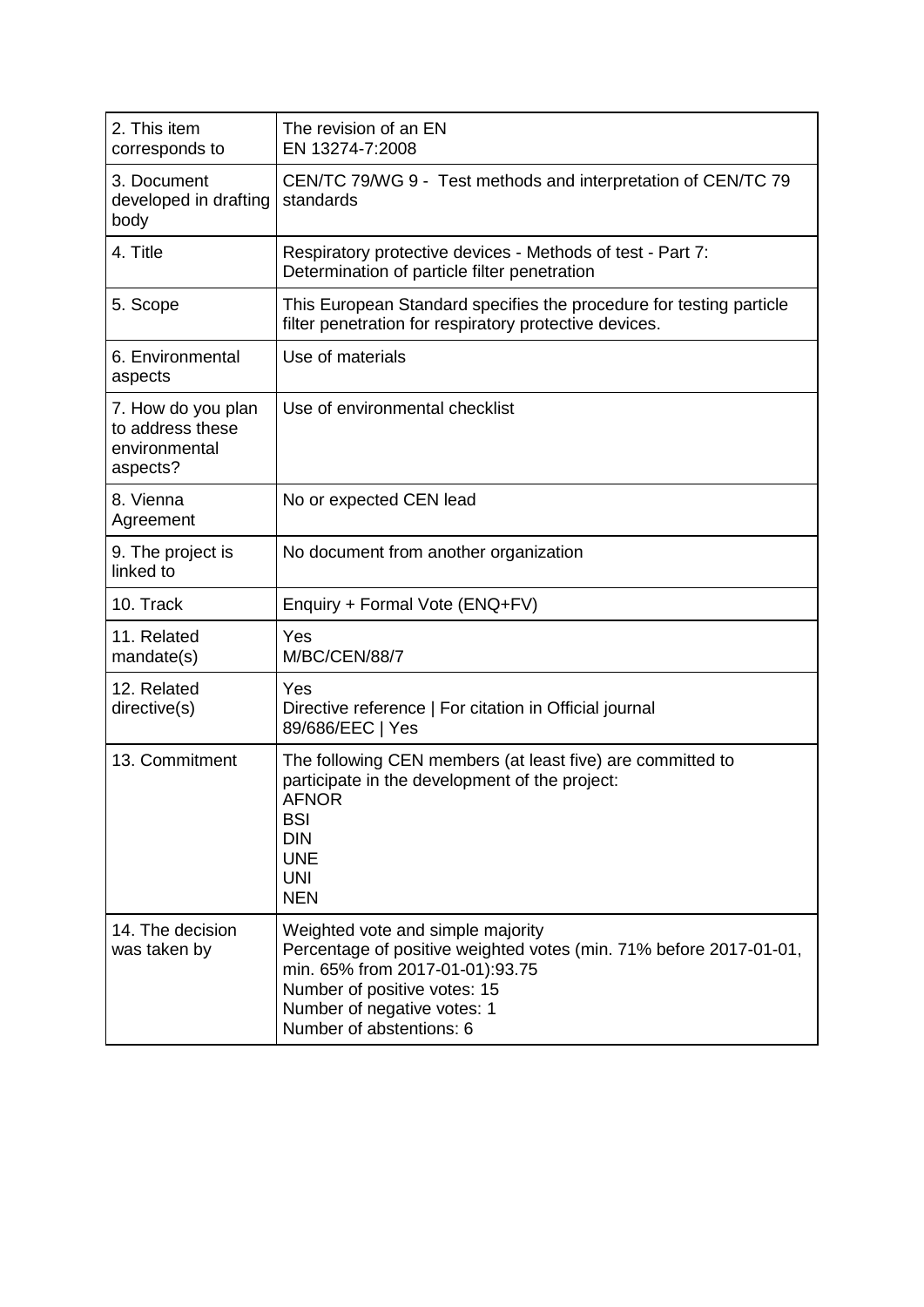| | |
|---|---|
| 2. This item corresponds to | The revision of an EN<br>EN 13274-7:2008 |
| 3. Document developed in drafting body | CEN/TC 79/WG 9 - Test methods and interpretation of CEN/TC 79 standards |
| 4. Title | Respiratory protective devices - Methods of test - Part 7: Determination of particle filter penetration |
| 5. Scope | This European Standard specifies the procedure for testing particle filter penetration for respiratory protective devices. |
| 6. Environmental aspects | Use of materials |
| 7. How do you plan to address these environmental aspects? | Use of environmental checklist |
| 8. Vienna Agreement | No or expected CEN lead |
| 9. The project is linked to | No document from another organization |
| 10. Track | Enquiry + Formal Vote (ENQ+FV) |
| 11. Related mandate(s) | Yes<br>M/BC/CEN/88/7 |
| 12. Related directive(s) | Yes<br>Directive reference \| For citation in Official journal<br>89/686/EEC \| Yes |
| 13. Commitment | The following CEN members (at least five) are committed to participate in the development of the project:<br>AFNOR<br>BSI<br>DIN<br>UNE<br>UNI<br>NEN |
| 14. The decision was taken by | Weighted vote and simple majority<br>Percentage of positive weighted votes (min. 71% before 2017-01-01, min. 65% from 2017-01-01):93.75<br>Number of positive votes: 15<br>Number of negative votes: 1<br>Number of abstentions: 6 |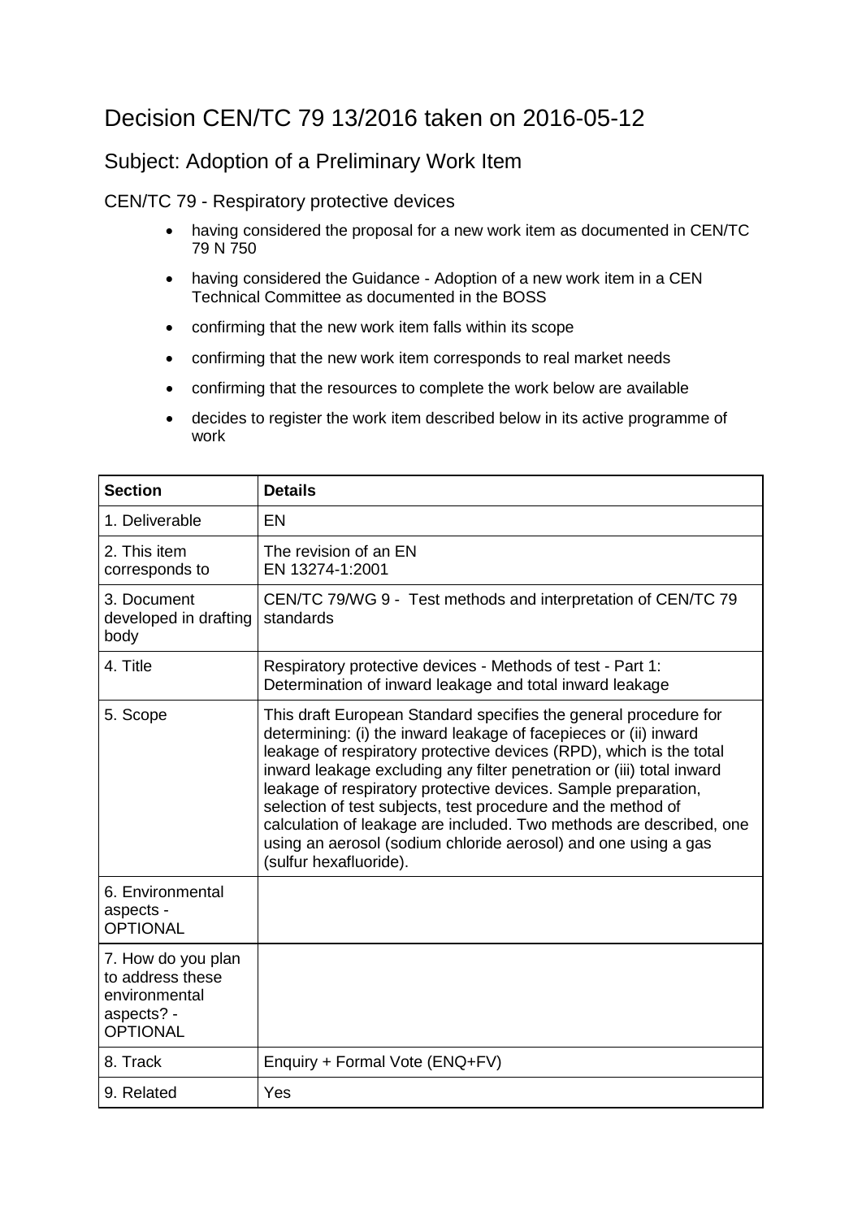# Decision CEN/TC 79 13/2016 taken on 2016-05-12

## Subject: Adoption of a Preliminary Work Item

### CEN/TC 79 - Respiratory protective devices

- having considered the proposal for a new work item as documented in CEN/TC 79 N 750
- having considered the Guidance - Adoption of a new work item in a CEN Technical Committee as documented in the BOSS
- confirming that the new work item falls within its scope
- confirming that the new work item corresponds to real market needs
- confirming that the resources to complete the work below are available
- decides to register the work item described below in its active programme of work

| Section | Details |
| --- | --- |
| 1. Deliverable | EN |
| 2. This item corresponds to | The revision of an EN<br>EN 13274-1:2001 |
| 3. Document developed in drafting body | CEN/TC 79/WG 9 - Test methods and interpretation of CEN/TC 79 standards |
| 4. Title | Respiratory protective devices - Methods of test - Part 1: Determination of inward leakage and total inward leakage |
| 5. Scope | This draft European Standard specifies the general procedure for determining: (i) the inward leakage of facepieces or (ii) inward leakage of respiratory protective devices (RPD), which is the total inward leakage excluding any filter penetration or (iii) total inward leakage of respiratory protective devices. Sample preparation, selection of test subjects, test procedure and the method of calculation of leakage are included. Two methods are described, one using an aerosol (sodium chloride aerosol) and one using a gas (sulfur hexafluoride). |
| 6. Environmental aspects - OPTIONAL | |
| 7. How do you plan to address these environmental aspects? - OPTIONAL | |
| 8. Track | Enquiry + Formal Vote (ENQ+FV) |
| 9. Related | Yes |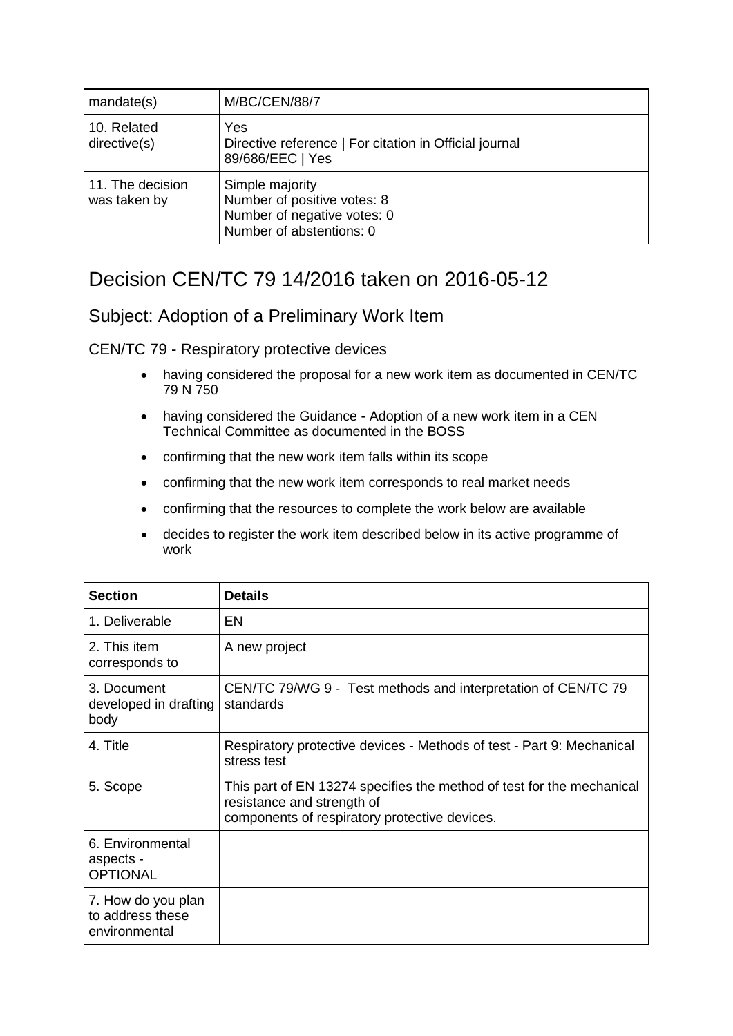| | |
|---|---|
| mandate(s) | M/BC/CEN/88/7 |
| 10. Related directive(s) | Yes<br>Directive reference \| For citation in Official journal<br>89/686/EEC \| Yes |
| 11. The decision was taken by | Simple majority<br>Number of positive votes: 8<br>Number of negative votes: 0<br>Number of abstentions: 0 |

# Decision CEN/TC 79 14/2016 taken on 2016-05-12

## Subject: Adoption of a Preliminary Work Item

### CEN/TC 79 - Respiratory protective devices

- having considered the proposal for a new work item as documented in CEN/TC 79 N 750
- having considered the Guidance - Adoption of a new work item in a CEN Technical Committee as documented in the BOSS
- confirming that the new work item falls within its scope
- confirming that the new work item corresponds to real market needs
- confirming that the resources to complete the work below are available
- decides to register the work item described below in its active programme of work

| **Section** | **Details** |
|---|---|
| 1. Deliverable | EN |
| 2. This item corresponds to | A new project |
| 3. Document developed in drafting body | CEN/TC 79/WG 9 - Test methods and interpretation of CEN/TC 79 standards |
| 4. Title | Respiratory protective devices - Methods of test - Part 9: Mechanical stress test |
| 5. Scope | This part of EN 13274 specifies the method of test for the mechanical resistance and strength of components of respiratory protective devices. |
| 6. Environmental aspects - OPTIONAL | |
| 7. How do you plan to address these environmental | |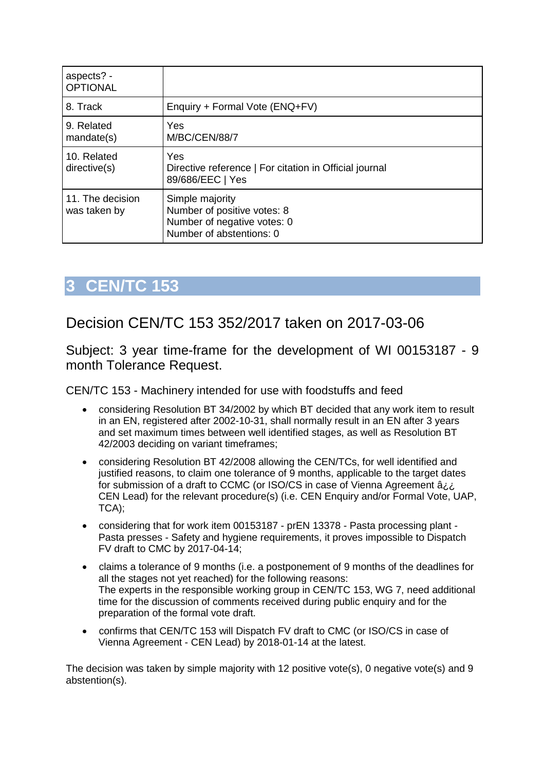| | |
|---|---|
| aspects? - OPTIONAL | |
| 8. Track | Enquiry + Formal Vote (ENQ+FV) |
| 9. Related mandate(s) | Yes<br>M/BC/CEN/88/7 |
| 10. Related directive(s) | Yes<br>Directive reference \| For citation in Official journal<br>89/686/EEC \| Yes |
| 11. The decision was taken by | Simple majority<br>Number of positive votes: 8<br>Number of negative votes: 0<br>Number of abstentions: 0 |

# 3 CEN/TC 153

## Decision CEN/TC 153 352/2017 taken on 2017-03-06

### Subject: 3 year time-frame for the development of WI 00153187 - 9 month Tolerance Request.

CEN/TC 153 - Machinery intended for use with foodstuffs and feed

- considering Resolution BT 34/2002 by which BT decided that any work item to result in an EN, registered after 2002-10-31, shall normally result in an EN after 3 years and set maximum times between well identified stages, as well as Resolution BT 42/2003 deciding on variant timeframes;
- considering Resolution BT 42/2008 allowing the CEN/TCs, for well identified and justified reasons, to claim one tolerance of 9 months, applicable to the target dates for submission of a draft to CCMC (or ISO/CS in case of Vienna Agreement â¿¿ CEN Lead) for the relevant procedure(s) (i.e. CEN Enquiry and/or Formal Vote, UAP, TCA);
- considering that for work item 00153187 - prEN 13378 - Pasta processing plant - Pasta presses - Safety and hygiene requirements, it proves impossible to Dispatch FV draft to CMC by 2017-04-14;
- claims a tolerance of 9 months (i.e. a postponement of 9 months of the deadlines for all the stages not yet reached) for the following reasons:
  The experts in the responsible working group in CEN/TC 153, WG 7, need additional time for the discussion of comments received during public enquiry and for the preparation of the formal vote draft.
- confirms that CEN/TC 153 will Dispatch FV draft to CMC (or ISO/CS in case of Vienna Agreement - CEN Lead) by 2018-01-14 at the latest.

The decision was taken by simple majority with 12 positive vote(s), 0 negative vote(s) and 9 abstention(s).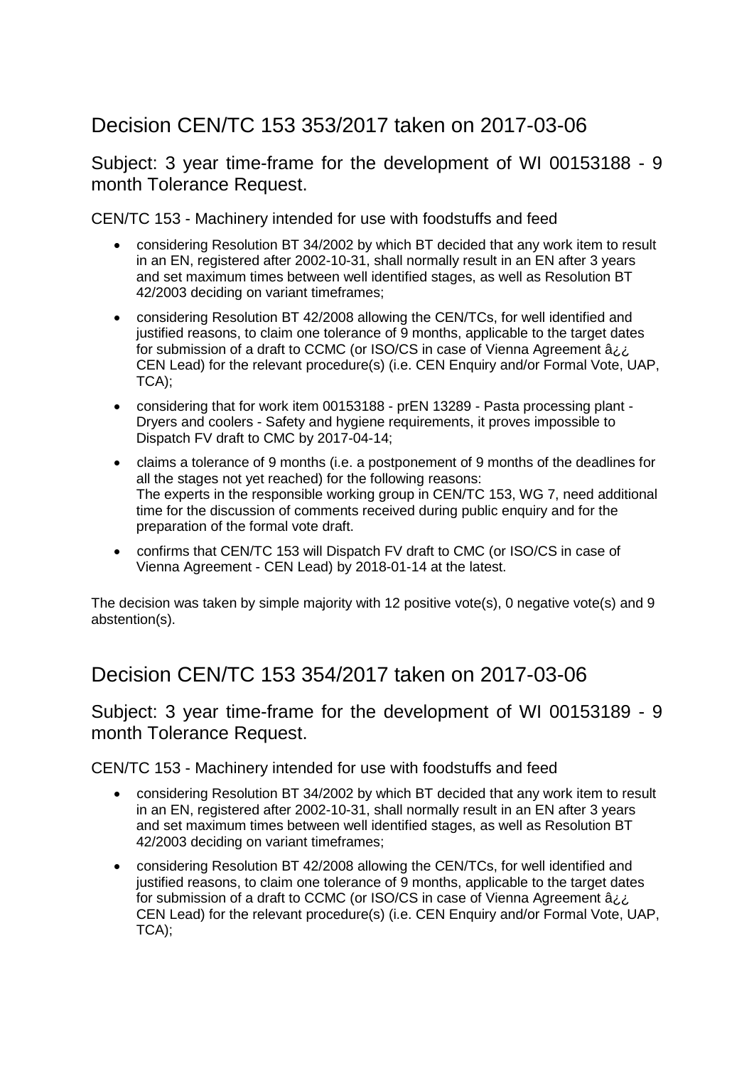## Decision CEN/TC 153 353/2017 taken on 2017-03-06

### Subject: 3 year time-frame for the development of WI 00153188 - 9 month Tolerance Request.

CEN/TC 153 - Machinery intended for use with foodstuffs and feed

- considering Resolution BT 34/2002 by which BT decided that any work item to result in an EN, registered after 2002-10-31, shall normally result in an EN after 3 years and set maximum times between well identified stages, as well as Resolution BT 42/2003 deciding on variant timeframes;
- considering Resolution BT 42/2008 allowing the CEN/TCs, for well identified and justified reasons, to claim one tolerance of 9 months, applicable to the target dates for submission of a draft to CCMC (or ISO/CS in case of Vienna Agreement â¿¿ CEN Lead) for the relevant procedure(s) (i.e. CEN Enquiry and/or Formal Vote, UAP, TCA);
- considering that for work item 00153188 - prEN 13289 - Pasta processing plant - Dryers and coolers - Safety and hygiene requirements, it proves impossible to Dispatch FV draft to CMC by 2017-04-14;
- claims a tolerance of 9 months (i.e. a postponement of 9 months of the deadlines for all the stages not yet reached) for the following reasons:
  The experts in the responsible working group in CEN/TC 153, WG 7, need additional time for the discussion of comments received during public enquiry and for the preparation of the formal vote draft.
- confirms that CEN/TC 153 will Dispatch FV draft to CMC (or ISO/CS in case of Vienna Agreement - CEN Lead) by 2018-01-14 at the latest.

The decision was taken by simple majority with 12 positive vote(s), 0 negative vote(s) and 9 abstention(s).

## Decision CEN/TC 153 354/2017 taken on 2017-03-06

### Subject: 3 year time-frame for the development of WI 00153189 - 9 month Tolerance Request.

CEN/TC 153 - Machinery intended for use with foodstuffs and feed

- considering Resolution BT 34/2002 by which BT decided that any work item to result in an EN, registered after 2002-10-31, shall normally result in an EN after 3 years and set maximum times between well identified stages, as well as Resolution BT 42/2003 deciding on variant timeframes;
- considering Resolution BT 42/2008 allowing the CEN/TCs, for well identified and justified reasons, to claim one tolerance of 9 months, applicable to the target dates for submission of a draft to CCMC (or ISO/CS in case of Vienna Agreement â¿¿ CEN Lead) for the relevant procedure(s) (i.e. CEN Enquiry and/or Formal Vote, UAP, TCA);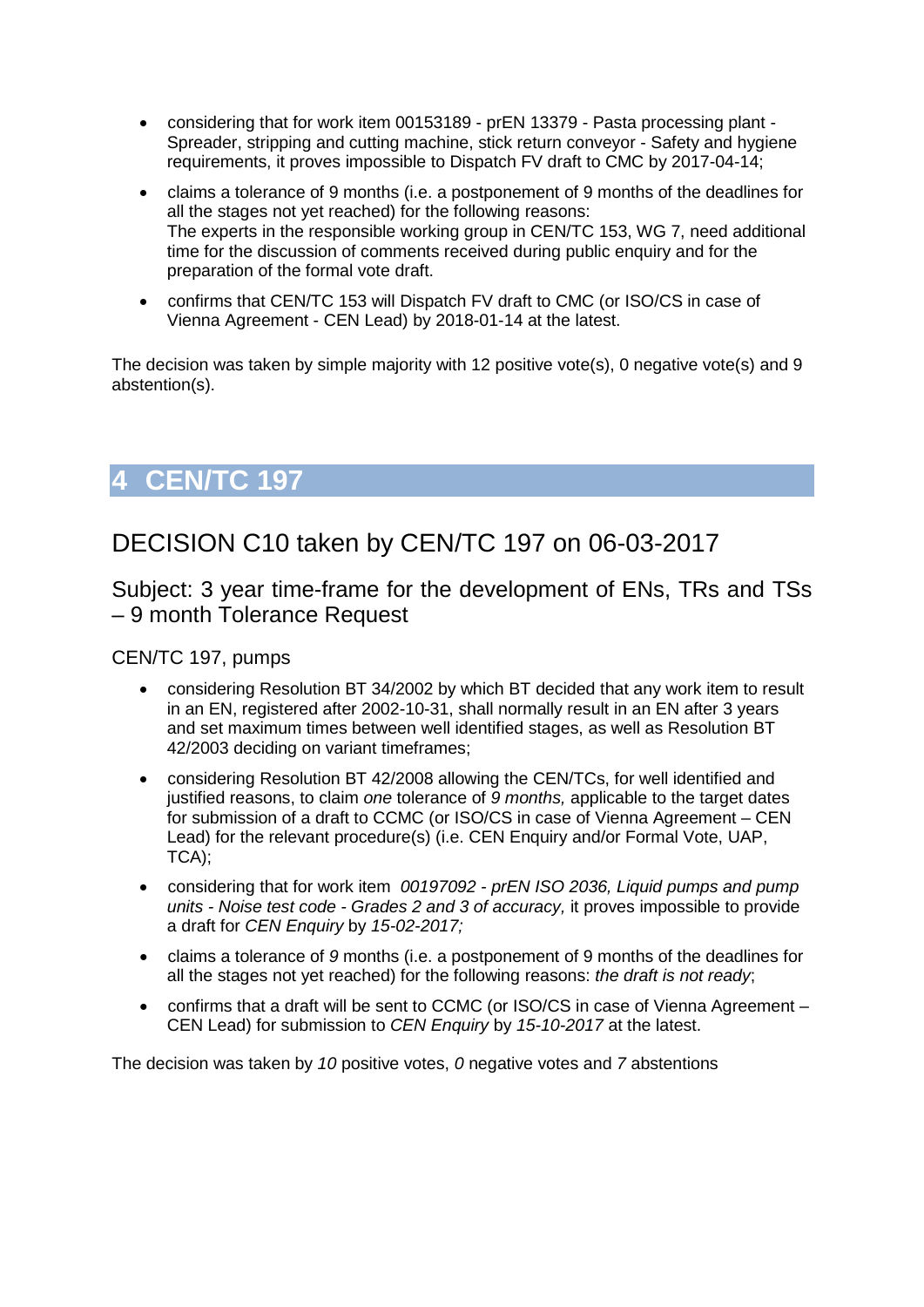- considering that for work item 00153189 - prEN 13379 - Pasta processing plant - Spreader, stripping and cutting machine, stick return conveyor - Safety and hygiene requirements, it proves impossible to Dispatch FV draft to CMC by 2017-04-14;
- claims a tolerance of 9 months (i.e. a postponement of 9 months of the deadlines for all the stages not yet reached) for the following reasons:
  The experts in the responsible working group in CEN/TC 153, WG 7, need additional time for the discussion of comments received during public enquiry and for the preparation of the formal vote draft.
- confirms that CEN/TC 153 will Dispatch FV draft to CMC (or ISO/CS in case of Vienna Agreement - CEN Lead) by 2018-01-14 at the latest.

The decision was taken by simple majority with 12 positive vote(s), 0 negative vote(s) and 9 abstention(s).

# 4 CEN/TC 197

## DECISION C10 taken by CEN/TC 197 on 06-03-2017

### Subject: 3 year time-frame for the development of ENs, TRs and TSs – 9 month Tolerance Request

CEN/TC 197, pumps

- considering Resolution BT 34/2002 by which BT decided that any work item to result in an EN, registered after 2002-10-31, shall normally result in an EN after 3 years and set maximum times between well identified stages, as well as Resolution BT 42/2003 deciding on variant timeframes;
- considering Resolution BT 42/2008 allowing the CEN/TCs, for well identified and justified reasons, to claim *one* tolerance of *9 months,* applicable to the target dates for submission of a draft to CCMC (or ISO/CS in case of Vienna Agreement – CEN Lead) for the relevant procedure(s) (i.e. CEN Enquiry and/or Formal Vote, UAP, TCA);
- considering that for work item *00197092 - prEN ISO 2036, Liquid pumps and pump units - Noise test code - Grades 2 and 3 of accuracy,* it proves impossible to provide a draft for *CEN Enquiry* by *15-02-2017;*
- claims a tolerance of *9* months (i.e. a postponement of 9 months of the deadlines for all the stages not yet reached) for the following reasons: *the draft is not ready*;
- confirms that a draft will be sent to CCMC (or ISO/CS in case of Vienna Agreement – CEN Lead) for submission to *CEN Enquiry* by *15-10-2017* at the latest.

The decision was taken by *10* positive votes, *0* negative votes and *7* abstentions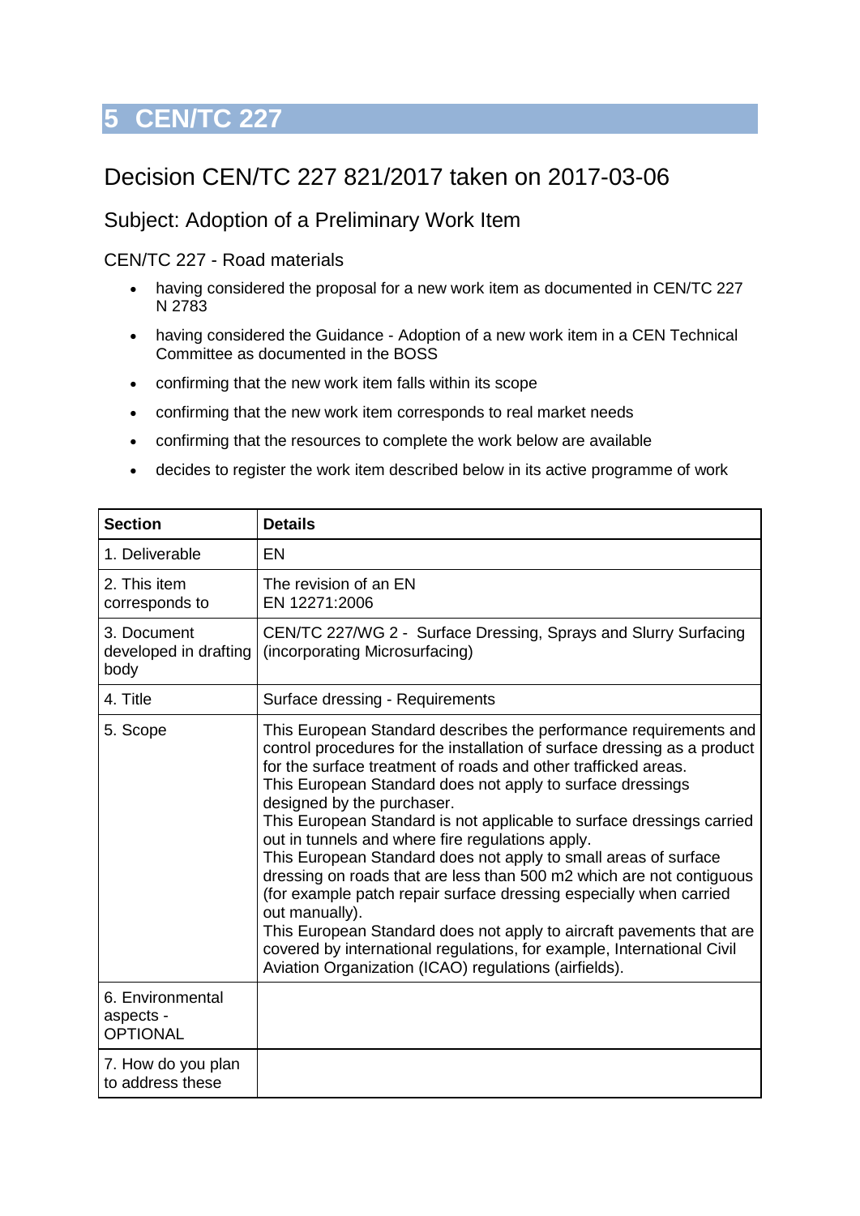# 5 CEN/TC 227

## Decision CEN/TC 227 821/2017 taken on 2017-03-06

### Subject: Adoption of a Preliminary Work Item

CEN/TC 227 - Road materials

- having considered the proposal for a new work item as documented in CEN/TC 227 N 2783
- having considered the Guidance - Adoption of a new work item in a CEN Technical Committee as documented in the BOSS
- confirming that the new work item falls within its scope
- confirming that the new work item corresponds to real market needs
- confirming that the resources to complete the work below are available
- decides to register the work item described below in its active programme of work

| **Section** | **Details** |
|---|---|
| 1. Deliverable | EN |
| 2. This item corresponds to | The revision of an EN<br>EN 12271:2006 |
| 3. Document developed in drafting body | CEN/TC 227/WG 2 - Surface Dressing, Sprays and Slurry Surfacing (incorporating Microsurfacing) |
| 4. Title | Surface dressing - Requirements |
| 5. Scope | This European Standard describes the performance requirements and control procedures for the installation of surface dressing as a product for the surface treatment of roads and other trafficked areas.<br>This European Standard does not apply to surface dressings designed by the purchaser.<br>This European Standard is not applicable to surface dressings carried out in tunnels and where fire regulations apply.<br>This European Standard does not apply to small areas of surface dressing on roads that are less than 500 m2 which are not contiguous (for example patch repair surface dressing especially when carried out manually).<br>This European Standard does not apply to aircraft pavements that are covered by international regulations, for example, International Civil Aviation Organization (ICAO) regulations (airfields). |
| 6. Environmental aspects - OPTIONAL | |
| 7. How do you plan to address these | |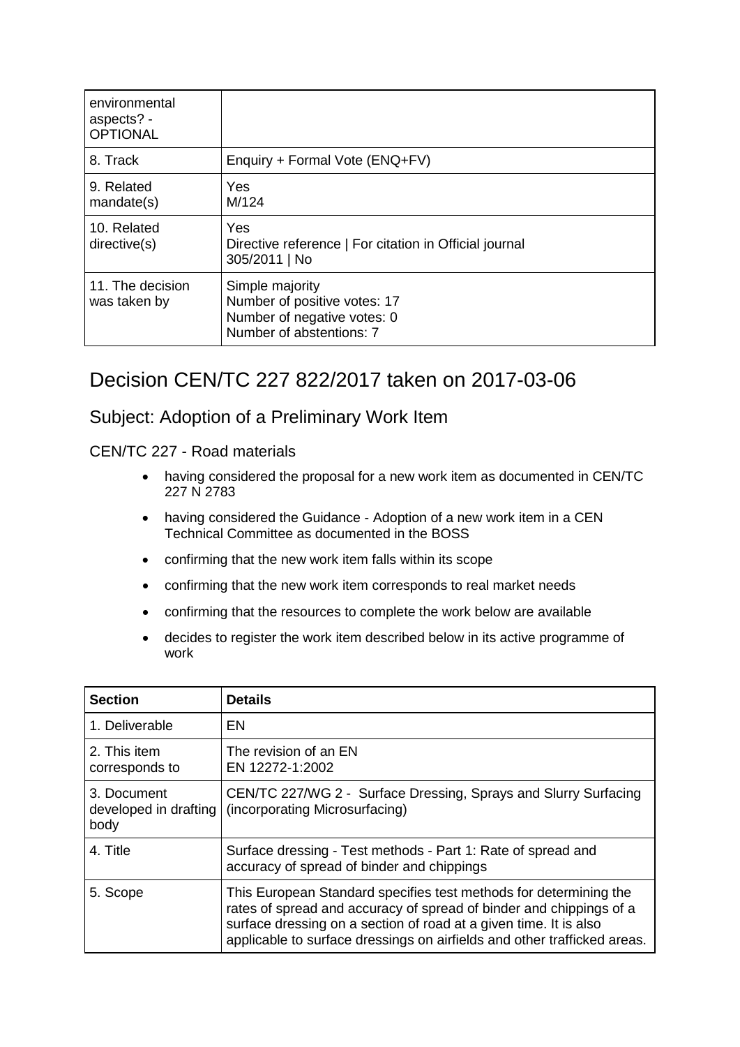| | |
|---|---|
| environmental aspects? - OPTIONAL | |
| 8. Track | Enquiry + Formal Vote (ENQ+FV) |
| 9. Related mandate(s) | Yes<br>M/124 |
| 10. Related directive(s) | Yes<br>Directive reference \| For citation in Official journal<br>305/2011 \| No |
| 11. The decision was taken by | Simple majority<br>Number of positive votes: 17<br>Number of negative votes: 0<br>Number of abstentions: 7 |

# Decision CEN/TC 227 822/2017 taken on 2017-03-06

## Subject: Adoption of a Preliminary Work Item

### CEN/TC 227 - Road materials

- having considered the proposal for a new work item as documented in CEN/TC 227 N 2783
- having considered the Guidance - Adoption of a new work item in a CEN Technical Committee as documented in the BOSS
- confirming that the new work item falls within its scope
- confirming that the new work item corresponds to real market needs
- confirming that the resources to complete the work below are available
- decides to register the work item described below in its active programme of work

| **Section** | **Details** |
|---|---|
| 1. Deliverable | EN |
| 2. This item corresponds to | The revision of an EN<br>EN 12272-1:2002 |
| 3. Document developed in drafting body | CEN/TC 227/WG 2 - Surface Dressing, Sprays and Slurry Surfacing (incorporating Microsurfacing) |
| 4. Title | Surface dressing - Test methods - Part 1: Rate of spread and accuracy of spread of binder and chippings |
| 5. Scope | This European Standard specifies test methods for determining the rates of spread and accuracy of spread of binder and chippings of a surface dressing on a section of road at a given time. It is also applicable to surface dressings on airfields and other trafficked areas. |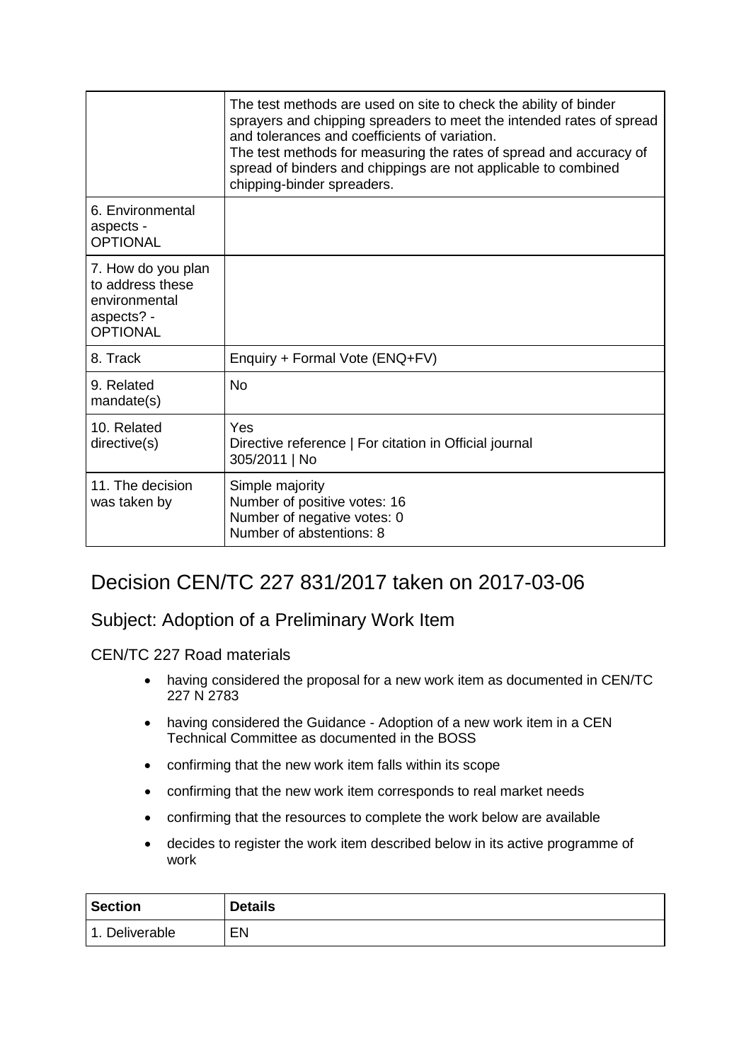| | |
|---|---|
| | The test methods are used on site to check the ability of binder sprayers and chipping spreaders to meet the intended rates of spread and tolerances and coefficients of variation.<br>The test methods for measuring the rates of spread and accuracy of spread of binders and chippings are not applicable to combined chipping-binder spreaders. |
| 6. Environmental aspects - OPTIONAL | |
| 7. How do you plan to address these environmental aspects? - OPTIONAL | |
| 8. Track | Enquiry + Formal Vote (ENQ+FV) |
| 9. Related mandate(s) | No |
| 10. Related directive(s) | Yes<br>Directive reference \| For citation in Official journal<br>305/2011 \| No |
| 11. The decision was taken by | Simple majority<br>Number of positive votes: 16<br>Number of negative votes: 0<br>Number of abstentions: 8 |

# Decision CEN/TC 227 831/2017 taken on 2017-03-06

## Subject: Adoption of a Preliminary Work Item

CEN/TC 227 Road materials

- having considered the proposal for a new work item as documented in CEN/TC 227 N 2783
- having considered the Guidance - Adoption of a new work item in a CEN Technical Committee as documented in the BOSS
- confirming that the new work item falls within its scope
- confirming that the new work item corresponds to real market needs
- confirming that the resources to complete the work below are available
- decides to register the work item described below in its active programme of work

| Section | Details |
|---|---|
| 1. Deliverable | EN |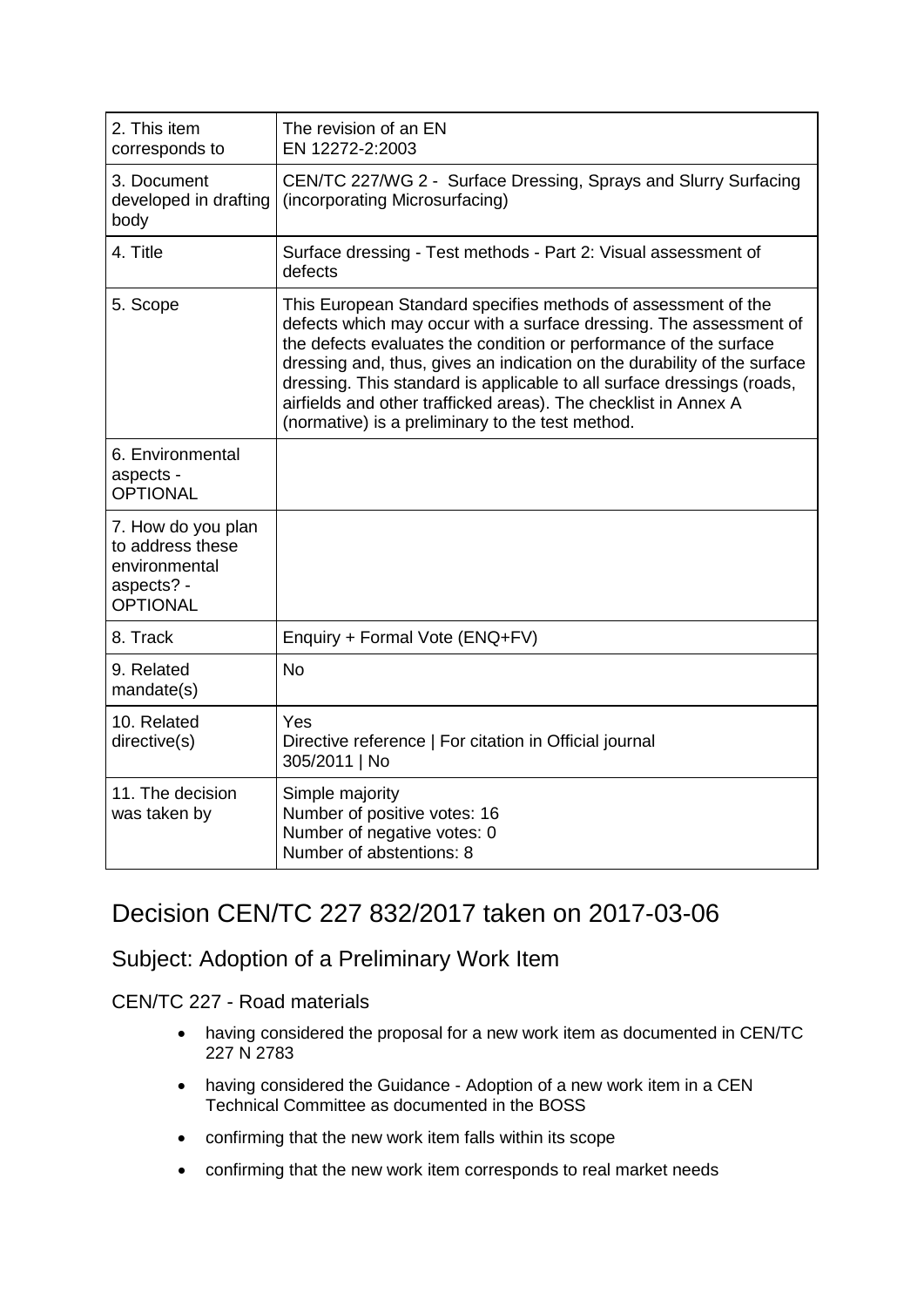| | |
|---|---|
| 2. This item corresponds to | The revision of an EN<br>EN 12272-2:2003 |
| 3. Document developed in drafting body | CEN/TC 227/WG 2 - Surface Dressing, Sprays and Slurry Surfacing (incorporating Microsurfacing) |
| 4. Title | Surface dressing - Test methods - Part 2: Visual assessment of defects |
| 5. Scope | This European Standard specifies methods of assessment of the defects which may occur with a surface dressing. The assessment of the defects evaluates the condition or performance of the surface dressing and, thus, gives an indication on the durability of the surface dressing. This standard is applicable to all surface dressings (roads, airfields and other trafficked areas). The checklist in Annex A (normative) is a preliminary to the test method. |
| 6. Environmental aspects - OPTIONAL | |
| 7. How do you plan to address these environmental aspects? - OPTIONAL | |
| 8. Track | Enquiry + Formal Vote (ENQ+FV) |
| 9. Related mandate(s) | No |
| 10. Related directive(s) | Yes<br>Directive reference \| For citation in Official journal<br>305/2011 \| No |
| 11. The decision was taken by | Simple majority<br>Number of positive votes: 16<br>Number of negative votes: 0<br>Number of abstentions: 8 |

# Decision CEN/TC 227 832/2017 taken on 2017-03-06

## Subject: Adoption of a Preliminary Work Item

### CEN/TC 227 - Road materials

- having considered the proposal for a new work item as documented in CEN/TC 227 N 2783
- having considered the Guidance - Adoption of a new work item in a CEN Technical Committee as documented in the BOSS
- confirming that the new work item falls within its scope
- confirming that the new work item corresponds to real market needs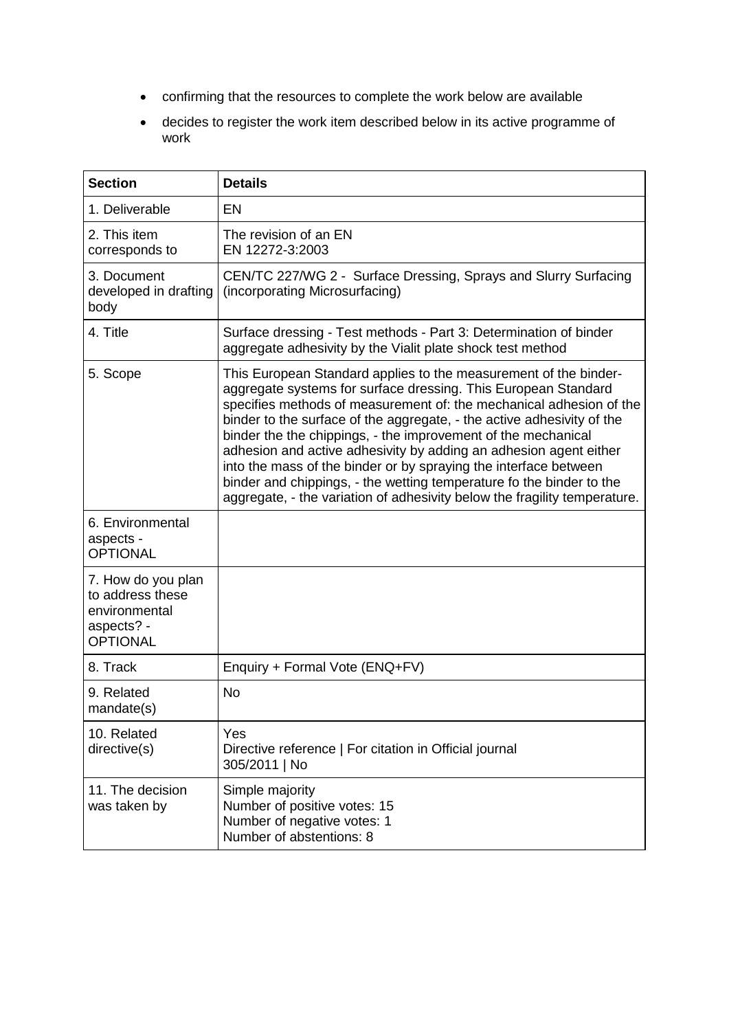- confirming that the resources to complete the work below are available
- decides to register the work item described below in its active programme of work

| Section | Details |
|---|---|
| 1. Deliverable | EN |
| 2. This item corresponds to | The revision of an EN<br>EN 12272-3:2003 |
| 3. Document developed in drafting body | CEN/TC 227/WG 2 - Surface Dressing, Sprays and Slurry Surfacing (incorporating Microsurfacing) |
| 4. Title | Surface dressing - Test methods - Part 3: Determination of binder aggregate adhesivity by the Vialit plate shock test method |
| 5. Scope | This European Standard applies to the measurement of the binder-aggregate systems for surface dressing. This European Standard specifies methods of measurement of: the mechanical adhesion of the binder to the surface of the aggregate, - the active adhesivity of the binder the the chippings, - the improvement of the mechanical adhesion and active adhesivity by adding an adhesion agent either into the mass of the binder or by spraying the interface between binder and chippings, - the wetting temperature fo the binder to the aggregate, - the variation of adhesivity below the fragility temperature. |
| 6. Environmental aspects - OPTIONAL | |
| 7. How do you plan to address these environmental aspects? - OPTIONAL | |
| 8. Track | Enquiry + Formal Vote (ENQ+FV) |
| 9. Related mandate(s) | No |
| 10. Related directive(s) | Yes<br>Directive reference \| For citation in Official journal<br>305/2011 \| No |
| 11. The decision was taken by | Simple majority<br>Number of positive votes: 15<br>Number of negative votes: 1<br>Number of abstentions: 8 |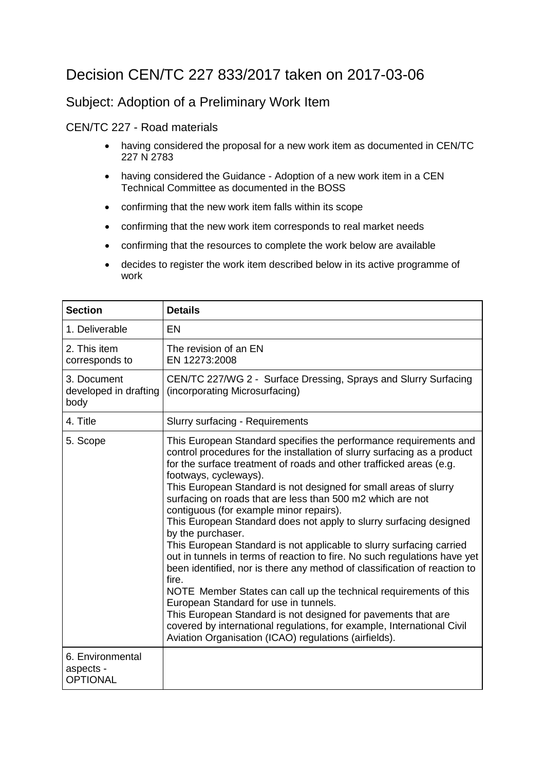# Decision CEN/TC 227 833/2017 taken on 2017-03-06

## Subject: Adoption of a Preliminary Work Item

### CEN/TC 227 - Road materials

- having considered the proposal for a new work item as documented in CEN/TC 227 N 2783
- having considered the Guidance - Adoption of a new work item in a CEN Technical Committee as documented in the BOSS
- confirming that the new work item falls within its scope
- confirming that the new work item corresponds to real market needs
- confirming that the resources to complete the work below are available
- decides to register the work item described below in its active programme of work

| Section | Details |
| --- | --- |
| 1. Deliverable | EN |
| 2. This item corresponds to | The revision of an EN<br>EN 12273:2008 |
| 3. Document developed in drafting body | CEN/TC 227/WG 2 - Surface Dressing, Sprays and Slurry Surfacing (incorporating Microsurfacing) |
| 4. Title | Slurry surfacing - Requirements |
| 5. Scope | This European Standard specifies the performance requirements and control procedures for the installation of slurry surfacing as a product for the surface treatment of roads and other trafficked areas (e.g. footways, cycleways).<br>This European Standard is not designed for small areas of slurry surfacing on roads that are less than 500 m2 which are not contiguous (for example minor repairs).<br>This European Standard does not apply to slurry surfacing designed by the purchaser.<br>This European Standard is not applicable to slurry surfacing carried out in tunnels in terms of reaction to fire. No such regulations have yet been identified, nor is there any method of classification of reaction to fire.<br>NOTE Member States can call up the technical requirements of this European Standard for use in tunnels.<br>This European Standard is not designed for pavements that are covered by international regulations, for example, International Civil Aviation Organisation (ICAO) regulations (airfields). |
| 6. Environmental aspects - OPTIONAL | |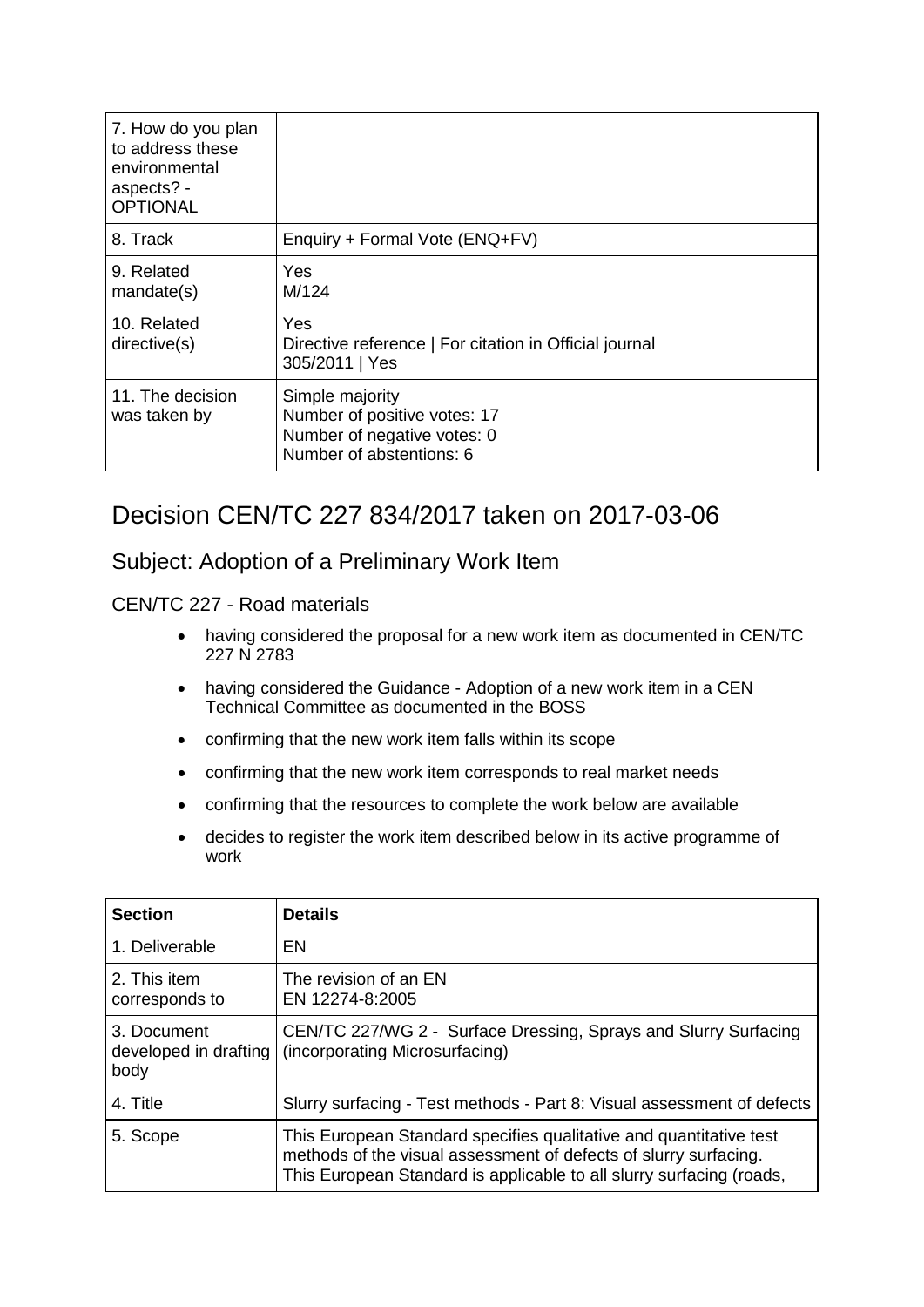| | |
|---|---|
| 7. How do you plan to address these environmental aspects? - OPTIONAL | |
| 8. Track | Enquiry + Formal Vote (ENQ+FV) |
| 9. Related mandate(s) | Yes<br>M/124 |
| 10. Related directive(s) | Yes<br>Directive reference \| For citation in Official journal<br>305/2011 \| Yes |
| 11. The decision was taken by | Simple majority<br>Number of positive votes: 17<br>Number of negative votes: 0<br>Number of abstentions: 6 |

# Decision CEN/TC 227 834/2017 taken on 2017-03-06

## Subject: Adoption of a Preliminary Work Item

### CEN/TC 227 - Road materials

- having considered the proposal for a new work item as documented in CEN/TC 227 N 2783
- having considered the Guidance - Adoption of a new work item in a CEN Technical Committee as documented in the BOSS
- confirming that the new work item falls within its scope
- confirming that the new work item corresponds to real market needs
- confirming that the resources to complete the work below are available
- decides to register the work item described below in its active programme of work

| **Section** | **Details** |
|---|---|
| 1. Deliverable | EN |
| 2. This item corresponds to | The revision of an EN<br>EN 12274-8:2005 |
| 3. Document developed in drafting body | CEN/TC 227/WG 2 - Surface Dressing, Sprays and Slurry Surfacing (incorporating Microsurfacing) |
| 4. Title | Slurry surfacing - Test methods - Part 8: Visual assessment of defects |
| 5. Scope | This European Standard specifies qualitative and quantitative test methods of the visual assessment of defects of slurry surfacing. This European Standard is applicable to all slurry surfacing (roads, |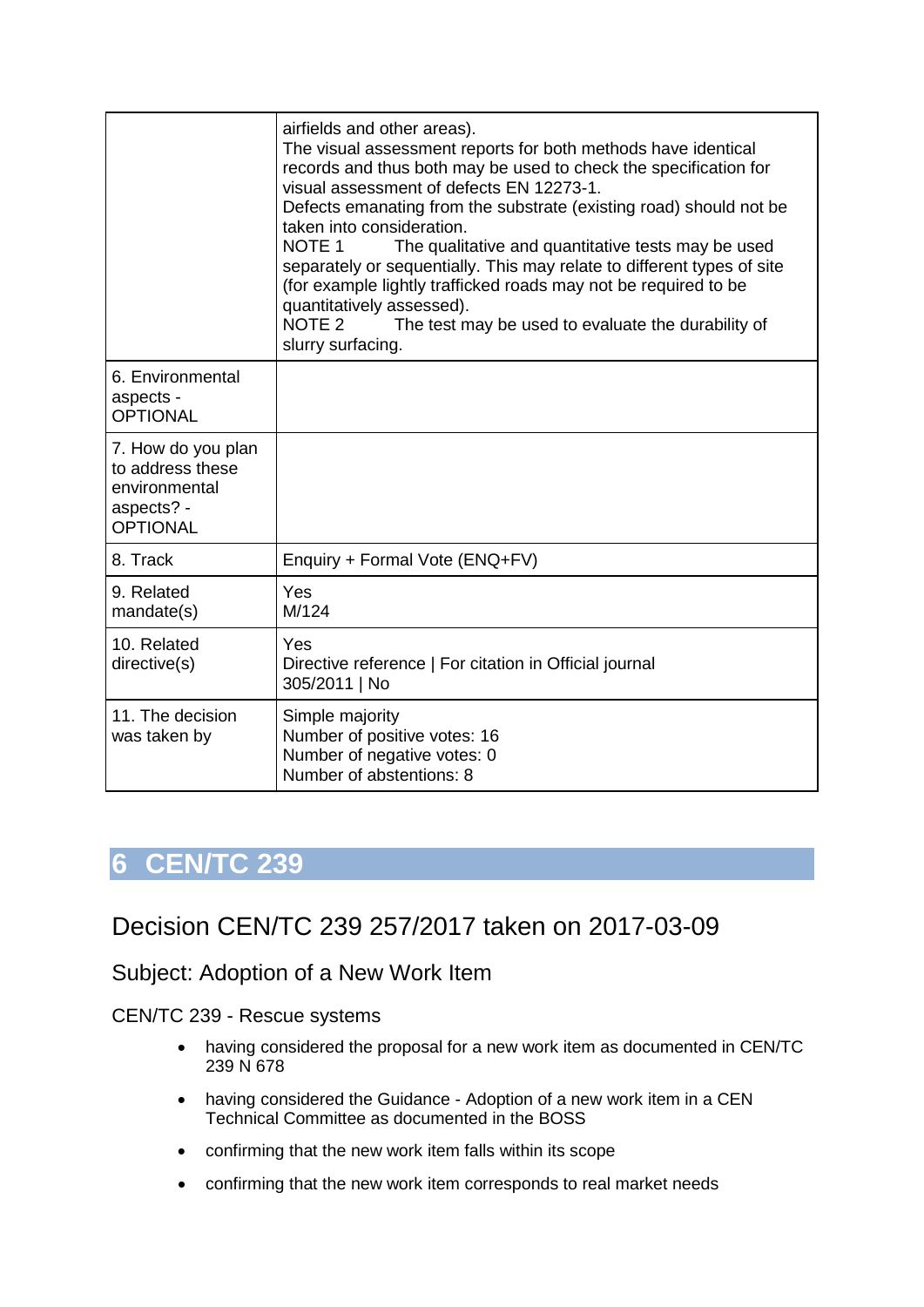| | |
|---|---|
| | airfields and other areas).<br>The visual assessment reports for both methods have identical records and thus both may be used to check the specification for visual assessment of defects EN 12273-1.<br>Defects emanating from the substrate (existing road) should not be taken into consideration.<br>NOTE 1 The qualitative and quantitative tests may be used separately or sequentially. This may relate to different types of site (for example lightly trafficked roads may not be required to be quantitatively assessed).<br>NOTE 2 The test may be used to evaluate the durability of slurry surfacing. |
| 6. Environmental aspects - OPTIONAL | |
| 7. How do you plan to address these environmental aspects? - OPTIONAL | |
| 8. Track | Enquiry + Formal Vote (ENQ+FV) |
| 9. Related mandate(s) | Yes<br>M/124 |
| 10. Related directive(s) | Yes<br>Directive reference \| For citation in Official journal<br>305/2011 \| No |
| 11. The decision was taken by | Simple majority<br>Number of positive votes: 16<br>Number of negative votes: 0<br>Number of abstentions: 8 |

# 6 CEN/TC 239

## Decision CEN/TC 239 257/2017 taken on 2017-03-09

### Subject: Adoption of a New Work Item

CEN/TC 239 - Rescue systems

- having considered the proposal for a new work item as documented in CEN/TC 239 N 678
- having considered the Guidance - Adoption of a new work item in a CEN Technical Committee as documented in the BOSS
- confirming that the new work item falls within its scope
- confirming that the new work item corresponds to real market needs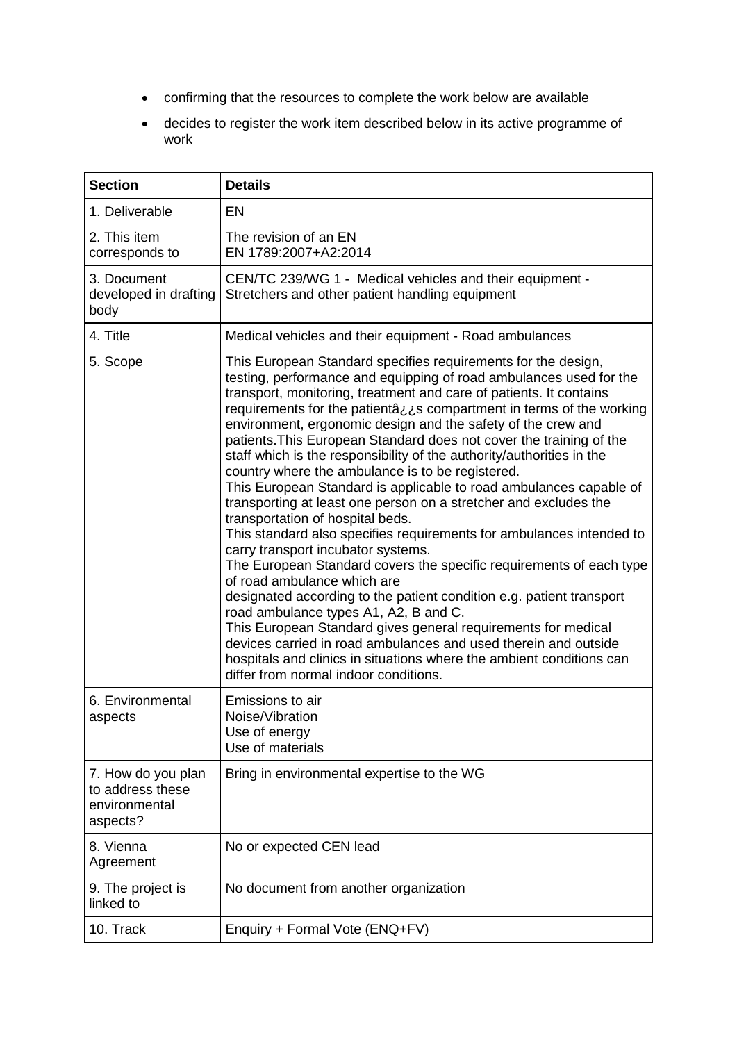- confirming that the resources to complete the work below are available
- decides to register the work item described below in its active programme of work

| Section | Details |
|---|---|
| 1. Deliverable | EN |
| 2. This item corresponds to | The revision of an EN<br>EN 1789:2007+A2:2014 |
| 3. Document developed in drafting body | CEN/TC 239/WG 1 - Medical vehicles and their equipment - Stretchers and other patient handling equipment |
| 4. Title | Medical vehicles and their equipment - Road ambulances |
| 5. Scope | This European Standard specifies requirements for the design, testing, performance and equipping of road ambulances used for the transport, monitoring, treatment and care of patients. It contains requirements for the patientâ¿¿s compartment in terms of the working environment, ergonomic design and the safety of the crew and patients.This European Standard does not cover the training of the staff which is the responsibility of the authority/authorities in the country where the ambulance is to be registered.<br>This European Standard is applicable to road ambulances capable of transporting at least one person on a stretcher and excludes the transportation of hospital beds.<br>This standard also specifies requirements for ambulances intended to carry transport incubator systems.<br>The European Standard covers the specific requirements of each type of road ambulance which are<br>designated according to the patient condition e.g. patient transport road ambulance types A1, A2, B and C.<br>This European Standard gives general requirements for medical devices carried in road ambulances and used therein and outside hospitals and clinics in situations where the ambient conditions can differ from normal indoor conditions. |
| 6. Environmental aspects | Emissions to air<br>Noise/Vibration<br>Use of energy<br>Use of materials |
| 7. How do you plan to address these environmental aspects? | Bring in environmental expertise to the WG |
| 8. Vienna Agreement | No or expected CEN lead |
| 9. The project is linked to | No document from another organization |
| 10. Track | Enquiry + Formal Vote (ENQ+FV) |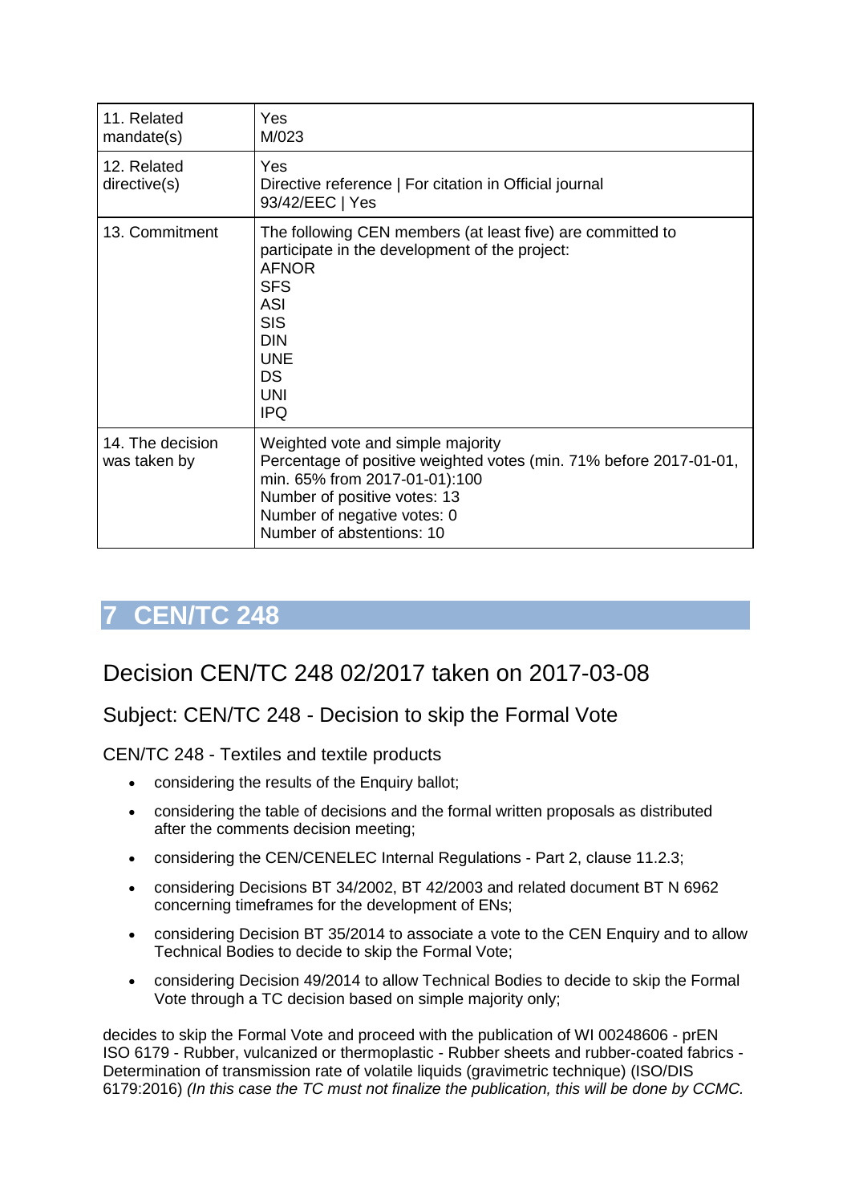| | |
|---|---|
| 11. Related mandate(s) | Yes<br>M/023 |
| 12. Related directive(s) | Yes<br>Directive reference \| For citation in Official journal<br>93/42/EEC \| Yes |
| 13. Commitment | The following CEN members (at least five) are committed to participate in the development of the project:<br>AFNOR<br>SFS<br>ASI<br>SIS<br>DIN<br>UNE<br>DS<br>UNI<br>IPQ |
| 14. The decision was taken by | Weighted vote and simple majority<br>Percentage of positive weighted votes (min. 71% before 2017-01-01, min. 65% from 2017-01-01):100<br>Number of positive votes: 13<br>Number of negative votes: 0<br>Number of abstentions: 10 |

# 7 CEN/TC 248

## Decision CEN/TC 248 02/2017 taken on 2017-03-08

### Subject: CEN/TC 248 - Decision to skip the Formal Vote

CEN/TC 248 - Textiles and textile products

- considering the results of the Enquiry ballot;
- considering the table of decisions and the formal written proposals as distributed after the comments decision meeting;
- considering the CEN/CENELEC Internal Regulations - Part 2, clause 11.2.3;
- considering Decisions BT 34/2002, BT 42/2003 and related document BT N 6962 concerning timeframes for the development of ENs;
- considering Decision BT 35/2014 to associate a vote to the CEN Enquiry and to allow Technical Bodies to decide to skip the Formal Vote;
- considering Decision 49/2014 to allow Technical Bodies to decide to skip the Formal Vote through a TC decision based on simple majority only;

decides to skip the Formal Vote and proceed with the publication of WI 00248606 - prEN ISO 6179 - Rubber, vulcanized or thermoplastic - Rubber sheets and rubber-coated fabrics - Determination of transmission rate of volatile liquids (gravimetric technique) (ISO/DIS 6179:2016) *(In this case the TC must not finalize the publication, this will be done by CCMC.*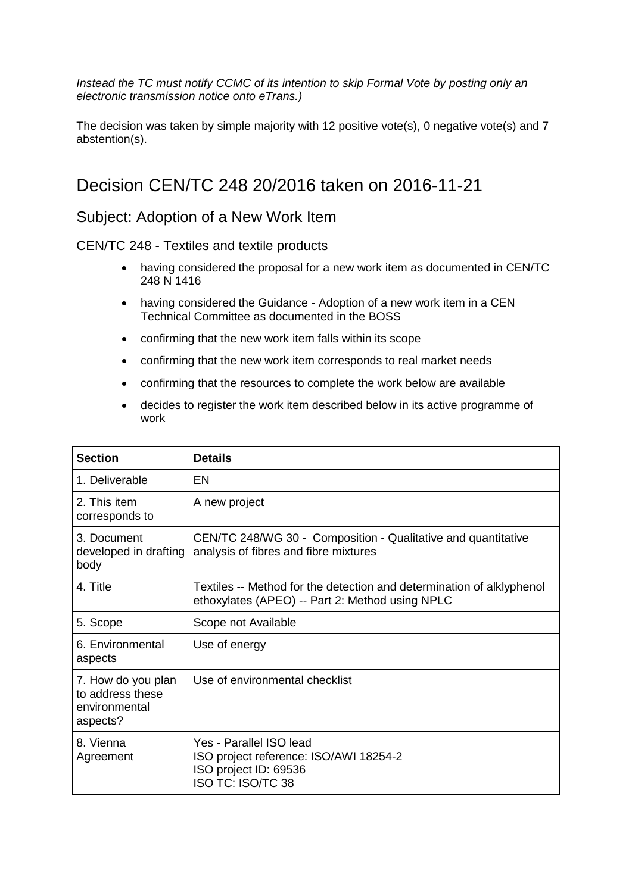*Instead the TC must notify CCMC of its intention to skip Formal Vote by posting only an electronic transmission notice onto eTrans.)*

The decision was taken by simple majority with 12 positive vote(s), 0 negative vote(s) and 7 abstention(s).

# Decision CEN/TC 248 20/2016 taken on 2016-11-21

## Subject: Adoption of a New Work Item

### CEN/TC 248 - Textiles and textile products

- having considered the proposal for a new work item as documented in CEN/TC 248 N 1416
- having considered the Guidance - Adoption of a new work item in a CEN Technical Committee as documented in the BOSS
- confirming that the new work item falls within its scope
- confirming that the new work item corresponds to real market needs
- confirming that the resources to complete the work below are available
- decides to register the work item described below in its active programme of work

| **Section** | **Details** |
|---|---|
| 1. Deliverable | EN |
| 2. This item corresponds to | A new project |
| 3. Document developed in drafting body | CEN/TC 248/WG 30 - Composition - Qualitative and quantitative analysis of fibres and fibre mixtures |
| 4. Title | Textiles -- Method for the detection and determination of alklyphenol ethoxylates (APEO) -- Part 2: Method using NPLC |
| 5. Scope | Scope not Available |
| 6. Environmental aspects | Use of energy |
| 7. How do you plan to address these environmental aspects? | Use of environmental checklist |
| 8. Vienna Agreement | Yes - Parallel ISO lead<br>ISO project reference: ISO/AWI 18254-2<br>ISO project ID: 69536<br>ISO TC: ISO/TC 38 |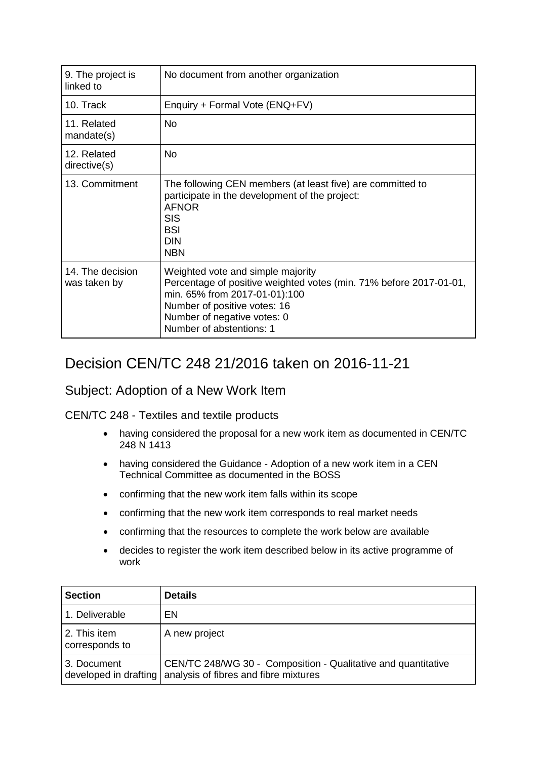| | |
|---|---|
| 9. The project is linked to | No document from another organization |
| 10. Track | Enquiry + Formal Vote (ENQ+FV) |
| 11. Related mandate(s) | No |
| 12. Related directive(s) | No |
| 13. Commitment | The following CEN members (at least five) are committed to participate in the development of the project:<br>AFNOR<br>SIS<br>BSI<br>DIN<br>NBN |
| 14. The decision was taken by | Weighted vote and simple majority<br>Percentage of positive weighted votes (min. 71% before 2017-01-01, min. 65% from 2017-01-01):100<br>Number of positive votes: 16<br>Number of negative votes: 0<br>Number of abstentions: 1 |

# Decision CEN/TC 248 21/2016 taken on 2016-11-21

## Subject: Adoption of a New Work Item

CEN/TC 248 - Textiles and textile products

- having considered the proposal for a new work item as documented in CEN/TC 248 N 1413
- having considered the Guidance - Adoption of a new work item in a CEN Technical Committee as documented in the BOSS
- confirming that the new work item falls within its scope
- confirming that the new work item corresponds to real market needs
- confirming that the resources to complete the work below are available
- decides to register the work item described below in its active programme of work

| Section | Details |
|---|---|
| 1. Deliverable | EN |
| 2. This item corresponds to | A new project |
| 3. Document developed in drafting | CEN/TC 248/WG 30 - Composition - Qualitative and quantitative analysis of fibres and fibre mixtures |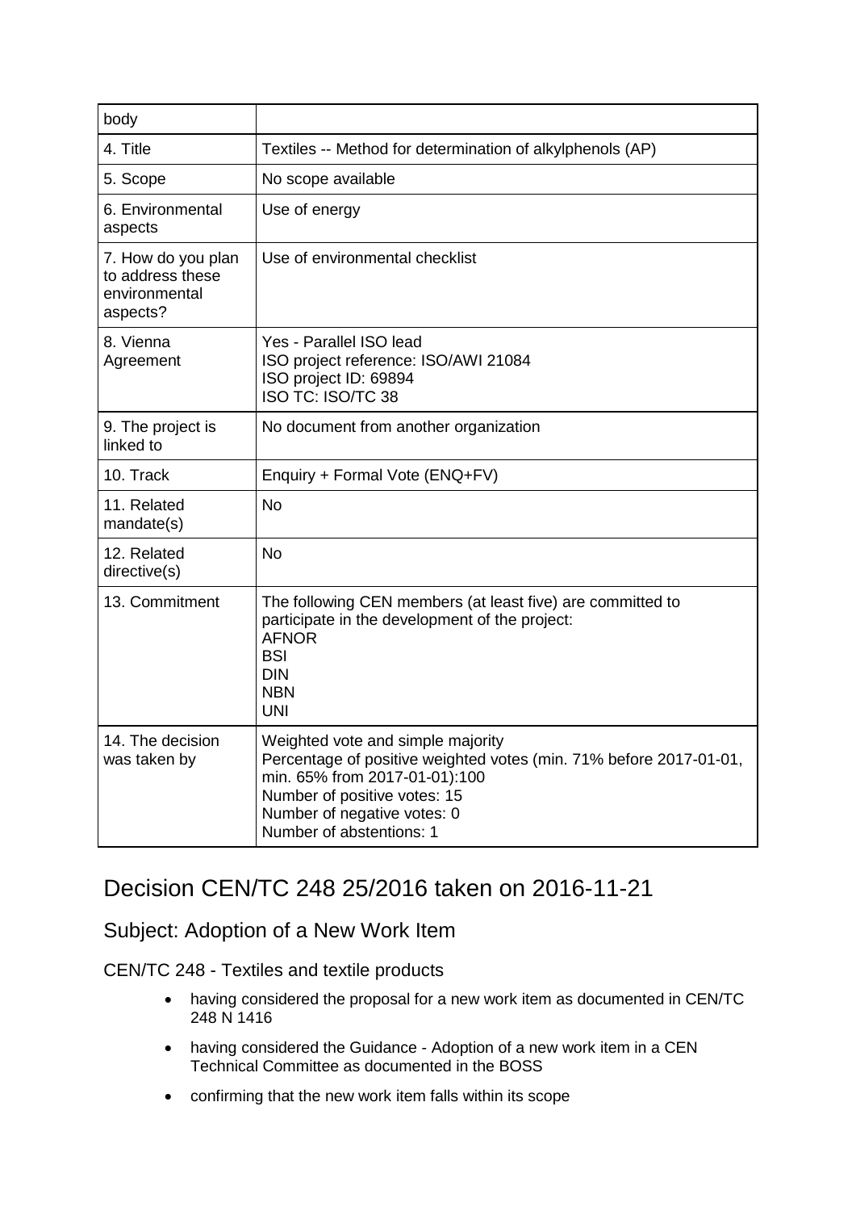| | |
|---|---|
| body | |
| 4. Title | Textiles -- Method for determination of alkylphenols (AP) |
| 5. Scope | No scope available |
| 6. Environmental aspects | Use of energy |
| 7. How do you plan to address these environmental aspects? | Use of environmental checklist |
| 8. Vienna Agreement | Yes - Parallel ISO lead<br>ISO project reference: ISO/AWI 21084<br>ISO project ID: 69894<br>ISO TC: ISO/TC 38 |
| 9. The project is linked to | No document from another organization |
| 10. Track | Enquiry + Formal Vote (ENQ+FV) |
| 11. Related mandate(s) | No |
| 12. Related directive(s) | No |
| 13. Commitment | The following CEN members (at least five) are committed to participate in the development of the project:<br>AFNOR<br>BSI<br>DIN<br>NBN<br>UNI |
| 14. The decision was taken by | Weighted vote and simple majority<br>Percentage of positive weighted votes (min. 71% before 2017-01-01, min. 65% from 2017-01-01):100<br>Number of positive votes: 15<br>Number of negative votes: 0<br>Number of abstentions: 1 |

# Decision CEN/TC 248 25/2016 taken on 2016-11-21

## Subject: Adoption of a New Work Item

CEN/TC 248 - Textiles and textile products

- having considered the proposal for a new work item as documented in CEN/TC 248 N 1416
- having considered the Guidance - Adoption of a new work item in a CEN Technical Committee as documented in the BOSS
- confirming that the new work item falls within its scope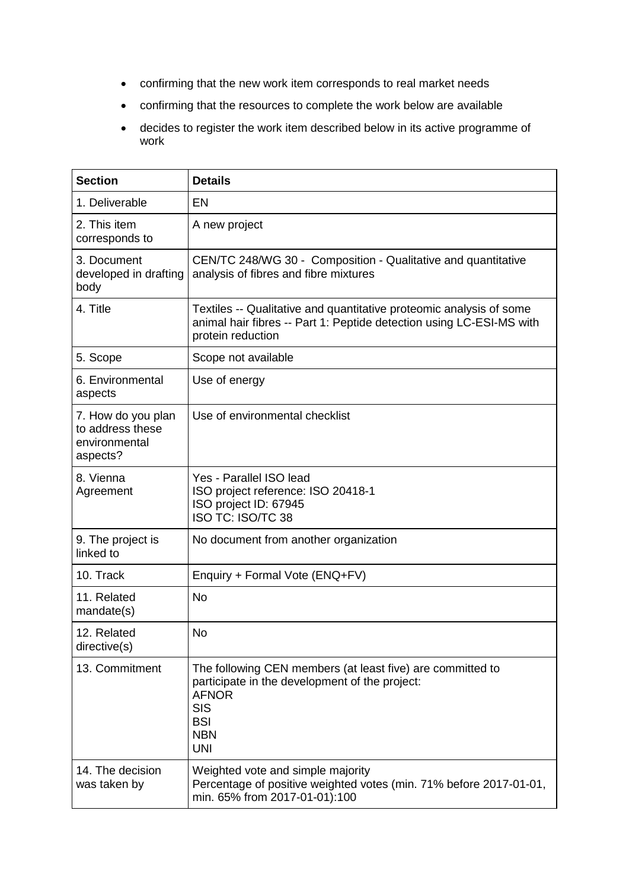- confirming that the new work item corresponds to real market needs
- confirming that the resources to complete the work below are available
- decides to register the work item described below in its active programme of work

| **Section** | **Details** |
|---|---|
| 1. Deliverable | EN |
| 2. This item corresponds to | A new project |
| 3. Document developed in drafting body | CEN/TC 248/WG 30 - Composition - Qualitative and quantitative analysis of fibres and fibre mixtures |
| 4. Title | Textiles -- Qualitative and quantitative proteomic analysis of some animal hair fibres -- Part 1: Peptide detection using LC-ESI-MS with protein reduction |
| 5. Scope | Scope not available |
| 6. Environmental aspects | Use of energy |
| 7. How do you plan to address these environmental aspects? | Use of environmental checklist |
| 8. Vienna Agreement | Yes - Parallel ISO lead<br>ISO project reference: ISO 20418-1<br>ISO project ID: 67945<br>ISO TC: ISO/TC 38 |
| 9. The project is linked to | No document from another organization |
| 10. Track | Enquiry + Formal Vote (ENQ+FV) |
| 11. Related mandate(s) | No |
| 12. Related directive(s) | No |
| 13. Commitment | The following CEN members (at least five) are committed to participate in the development of the project:<br>AFNOR<br>SIS<br>BSI<br>NBN<br>UNI |
| 14. The decision was taken by | Weighted vote and simple majority<br>Percentage of positive weighted votes (min. 71% before 2017-01-01, min. 65% from 2017-01-01):100 |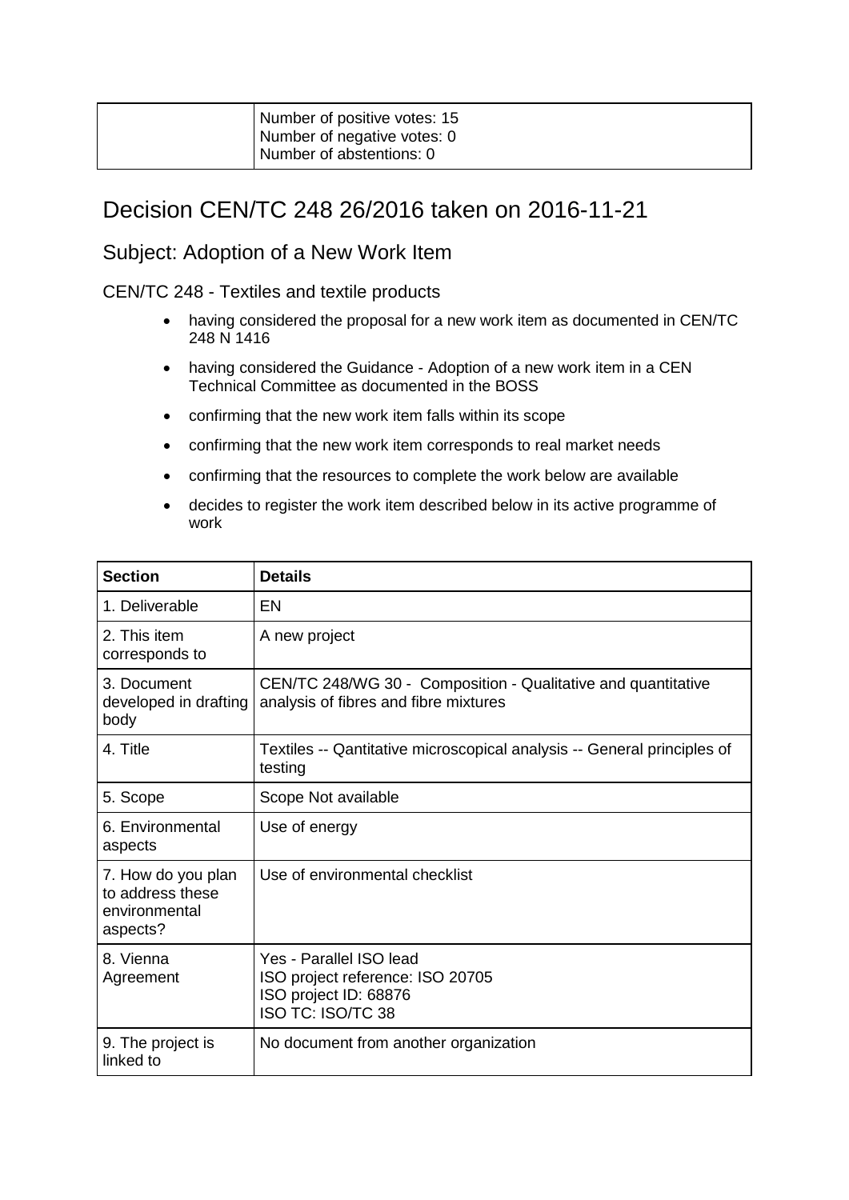| | |
|---|---|
| | Number of positive votes: 15<br>Number of negative votes: 0<br>Number of abstentions: 0 |

# Decision CEN/TC 248 26/2016 taken on 2016-11-21

## Subject: Adoption of a New Work Item

CEN/TC 248 - Textiles and textile products

- having considered the proposal for a new work item as documented in CEN/TC 248 N 1416
- having considered the Guidance - Adoption of a new work item in a CEN Technical Committee as documented in the BOSS
- confirming that the new work item falls within its scope
- confirming that the new work item corresponds to real market needs
- confirming that the resources to complete the work below are available
- decides to register the work item described below in its active programme of work

| Section | Details |
|---|---|
| 1. Deliverable | EN |
| 2. This item corresponds to | A new project |
| 3. Document developed in drafting body | CEN/TC 248/WG 30 - Composition - Qualitative and quantitative analysis of fibres and fibre mixtures |
| 4. Title | Textiles -- Qantitative microscopical analysis -- General principles of testing |
| 5. Scope | Scope Not available |
| 6. Environmental aspects | Use of energy |
| 7. How do you plan to address these environmental aspects? | Use of environmental checklist |
| 8. Vienna Agreement | Yes - Parallel ISO lead<br>ISO project reference: ISO 20705<br>ISO project ID: 68876<br>ISO TC: ISO/TC 38 |
| 9. The project is linked to | No document from another organization |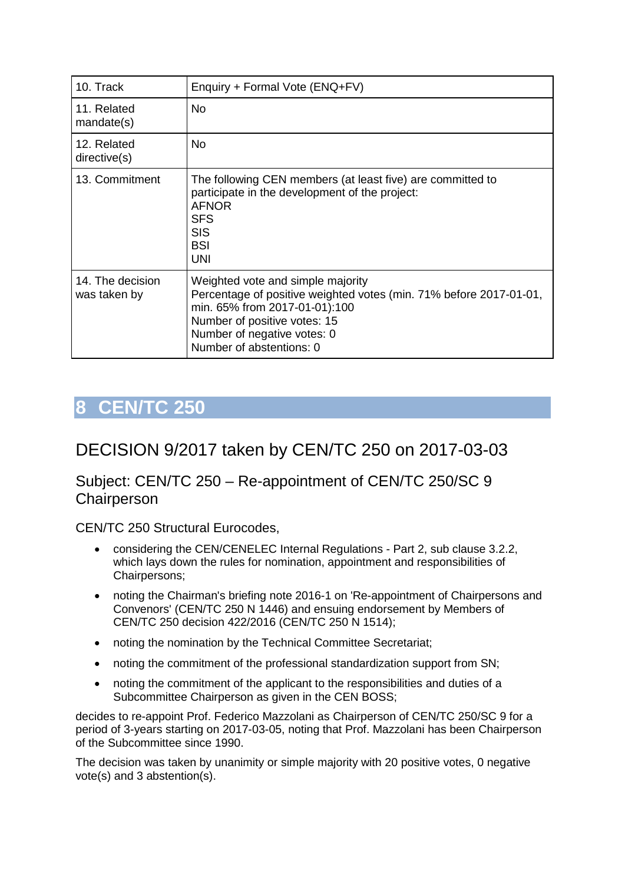| | |
|---|---|
| 10. Track | Enquiry + Formal Vote (ENQ+FV) |
| 11. Related mandate(s) | No |
| 12. Related directive(s) | No |
| 13. Commitment | The following CEN members (at least five) are committed to participate in the development of the project:<br>AFNOR<br>SFS<br>SIS<br>BSI<br>UNI |
| 14. The decision was taken by | Weighted vote and simple majority<br>Percentage of positive weighted votes (min. 71% before 2017-01-01, min. 65% from 2017-01-01):100<br>Number of positive votes: 15<br>Number of negative votes: 0<br>Number of abstentions: 0 |

# 8 CEN/TC 250

## DECISION 9/2017 taken by CEN/TC 250 on 2017-03-03

### Subject: CEN/TC 250 – Re-appointment of CEN/TC 250/SC 9 Chairperson

CEN/TC 250 Structural Eurocodes,

- considering the CEN/CENELEC Internal Regulations - Part 2, sub clause 3.2.2, which lays down the rules for nomination, appointment and responsibilities of Chairpersons;
- noting the Chairman's briefing note 2016-1 on 'Re-appointment of Chairpersons and Convenors' (CEN/TC 250 N 1446) and ensuing endorsement by Members of CEN/TC 250 decision 422/2016 (CEN/TC 250 N 1514);
- noting the nomination by the Technical Committee Secretariat;
- noting the commitment of the professional standardization support from SN;
- noting the commitment of the applicant to the responsibilities and duties of a Subcommittee Chairperson as given in the CEN BOSS;

decides to re-appoint Prof. Federico Mazzolani as Chairperson of CEN/TC 250/SC 9 for a period of 3-years starting on 2017-03-05, noting that Prof. Mazzolani has been Chairperson of the Subcommittee since 1990.

The decision was taken by unanimity or simple majority with 20 positive votes, 0 negative vote(s) and 3 abstention(s).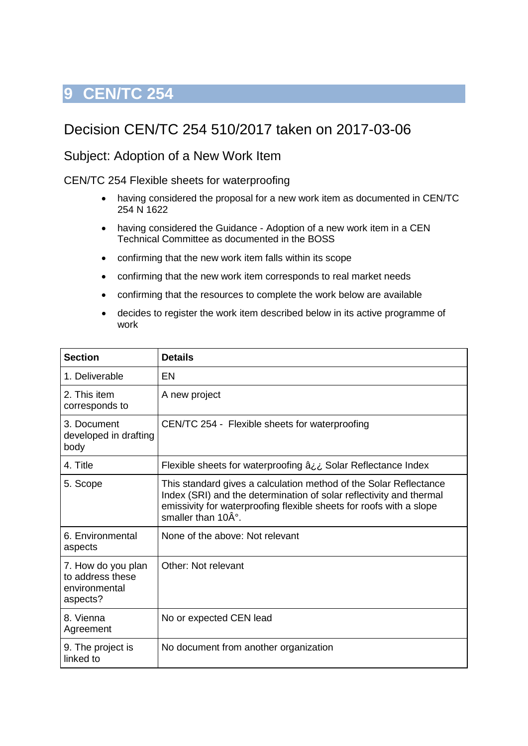# 9 CEN/TC 254

## Decision CEN/TC 254 510/2017 taken on 2017-03-06

### Subject: Adoption of a New Work Item

CEN/TC 254 Flexible sheets for waterproofing

- having considered the proposal for a new work item as documented in CEN/TC 254 N 1622
- having considered the Guidance - Adoption of a new work item in a CEN Technical Committee as documented in the BOSS
- confirming that the new work item falls within its scope
- confirming that the new work item corresponds to real market needs
- confirming that the resources to complete the work below are available
- decides to register the work item described below in its active programme of work

| Section | Details |
| --- | --- |
| 1. Deliverable | EN |
| 2. This item corresponds to | A new project |
| 3. Document developed in drafting body | CEN/TC 254 - Flexible sheets for waterproofing |
| 4. Title | Flexible sheets for waterproofing â¿¿ Solar Reflectance Index |
| 5. Scope | This standard gives a calculation method of the Solar Reflectance Index (SRI) and the determination of solar reflectivity and thermal emissivity for waterproofing flexible sheets for roofs with a slope smaller than 10Â°. |
| 6. Environmental aspects | None of the above: Not relevant |
| 7. How do you plan to address these environmental aspects? | Other: Not relevant |
| 8. Vienna Agreement | No or expected CEN lead |
| 9. The project is linked to | No document from another organization |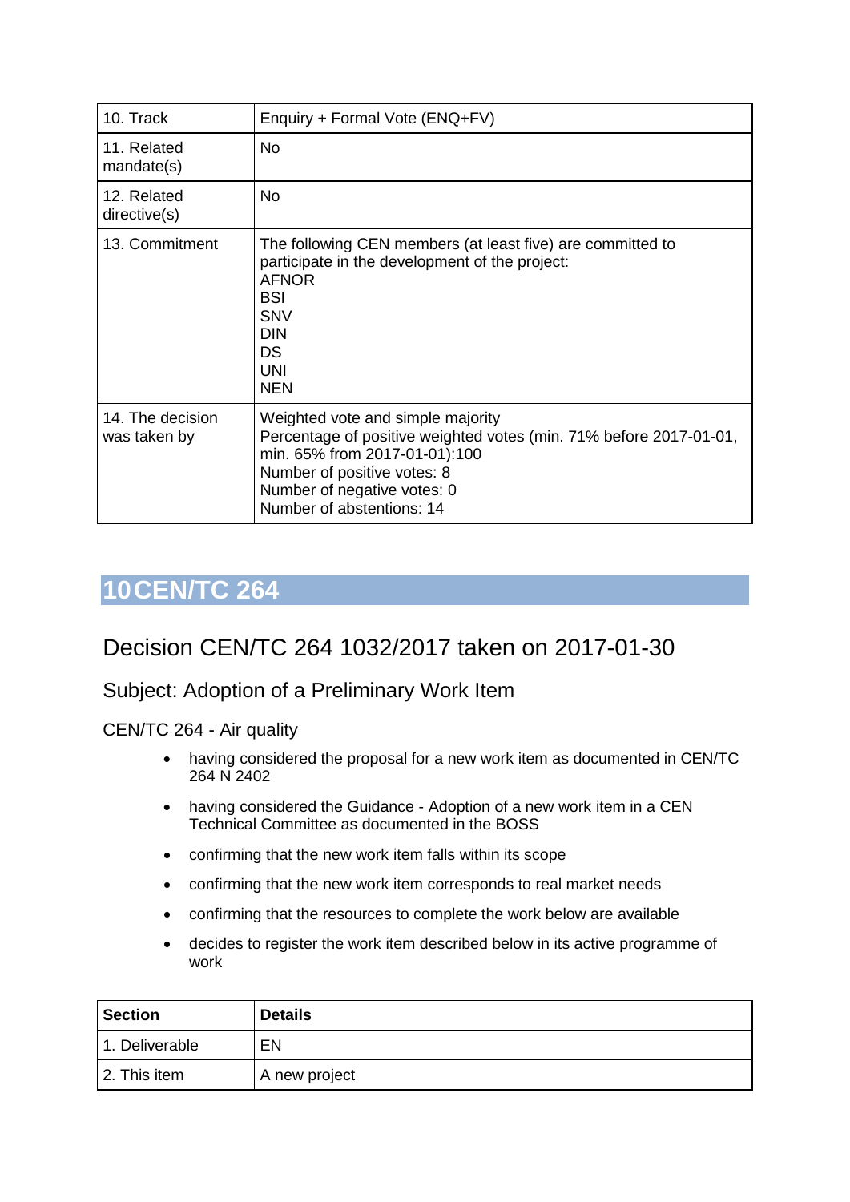| | |
|---|---|
| 10. Track | Enquiry + Formal Vote (ENQ+FV) |
| 11. Related mandate(s) | No |
| 12. Related directive(s) | No |
| 13. Commitment | The following CEN members (at least five) are committed to participate in the development of the project:<br>AFNOR<br>BSI<br>SNV<br>DIN<br>DS<br>UNI<br>NEN |
| 14. The decision was taken by | Weighted vote and simple majority<br>Percentage of positive weighted votes (min. 71% before 2017-01-01, min. 65% from 2017-01-01):100<br>Number of positive votes: 8<br>Number of negative votes: 0<br>Number of abstentions: 14 |

# 10 CEN/TC 264

## Decision CEN/TC 264 1032/2017 taken on 2017-01-30

### Subject: Adoption of a Preliminary Work Item

CEN/TC 264 - Air quality

- having considered the proposal for a new work item as documented in CEN/TC 264 N 2402
- having considered the Guidance - Adoption of a new work item in a CEN Technical Committee as documented in the BOSS
- confirming that the new work item falls within its scope
- confirming that the new work item corresponds to real market needs
- confirming that the resources to complete the work below are available
- decides to register the work item described below in its active programme of work

| **Section** | **Details** |
|---|---|
| 1. Deliverable | EN |
| 2. This item | A new project |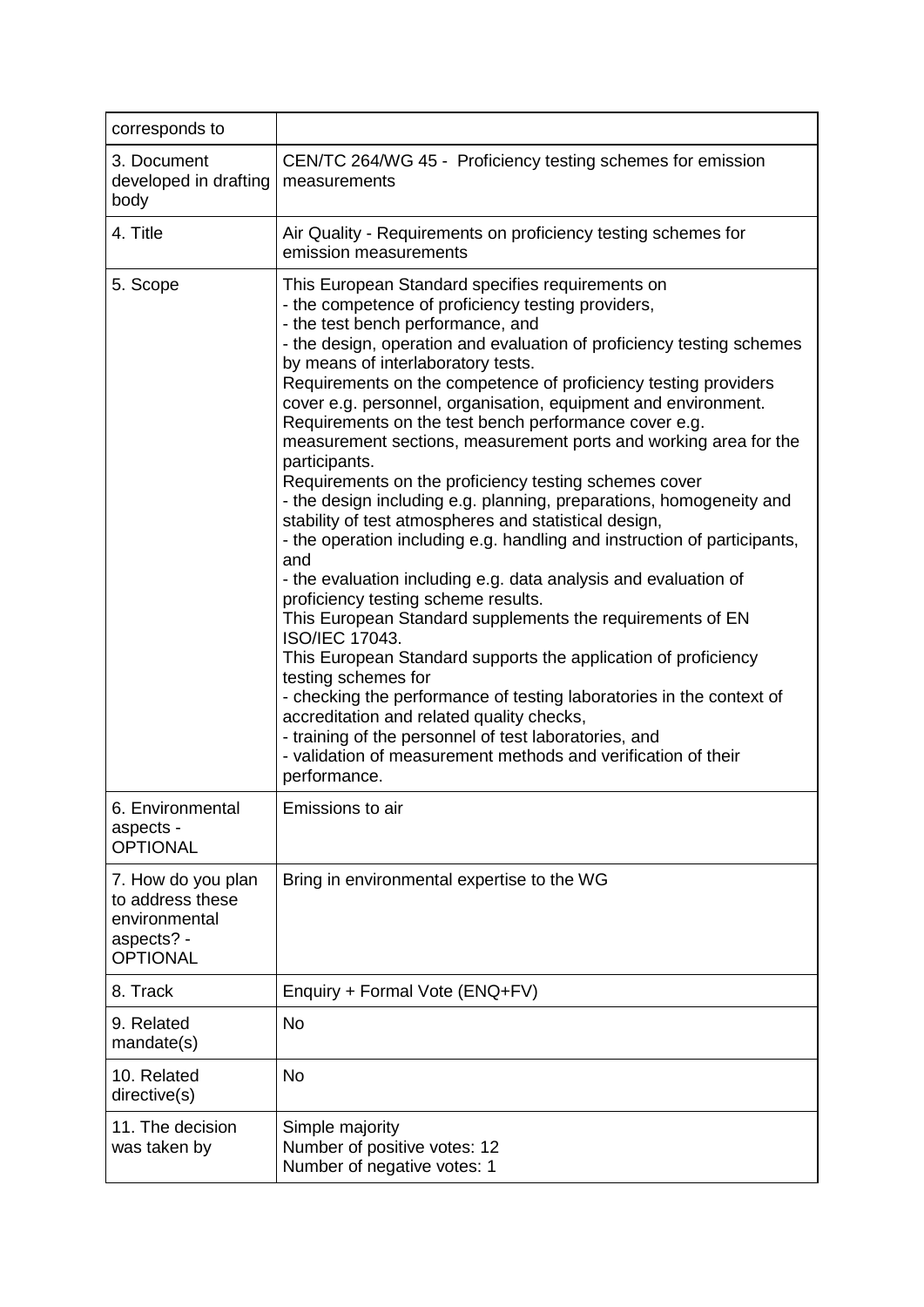| | |
|---|---|
| corresponds to | |
| 3. Document developed in drafting body | CEN/TC 264/WG 45 - Proficiency testing schemes for emission measurements |
| 4. Title | Air Quality - Requirements on proficiency testing schemes for emission measurements |
| 5. Scope | This European Standard specifies requirements on<br>- the competence of proficiency testing providers,<br>- the test bench performance, and<br>- the design, operation and evaluation of proficiency testing schemes by means of interlaboratory tests.<br>Requirements on the competence of proficiency testing providers cover e.g. personnel, organisation, equipment and environment.<br>Requirements on the test bench performance cover e.g. measurement sections, measurement ports and working area for the participants.<br>Requirements on the proficiency testing schemes cover<br>- the design including e.g. planning, preparations, homogeneity and stability of test atmospheres and statistical design,<br>- the operation including e.g. handling and instruction of participants, and<br>- the evaluation including e.g. data analysis and evaluation of proficiency testing scheme results.<br>This European Standard supplements the requirements of EN ISO/IEC 17043.<br>This European Standard supports the application of proficiency testing schemes for<br>- checking the performance of testing laboratories in the context of accreditation and related quality checks,<br>- training of the personnel of test laboratories, and<br>- validation of measurement methods and verification of their performance. |
| 6. Environmental aspects - OPTIONAL | Emissions to air |
| 7. How do you plan to address these environmental aspects? - OPTIONAL | Bring in environmental expertise to the WG |
| 8. Track | Enquiry + Formal Vote (ENQ+FV) |
| 9. Related mandate(s) | No |
| 10. Related directive(s) | No |
| 11. The decision was taken by | Simple majority<br>Number of positive votes: 12<br>Number of negative votes: 1 |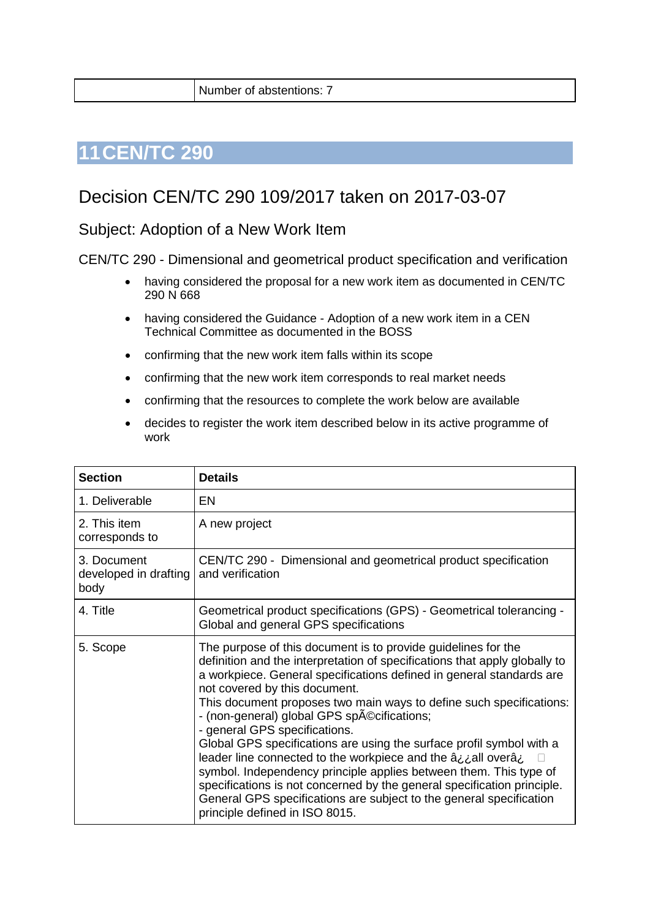| | Number of abstentions: 7 |
|---|---|

# 11 CEN/TC 290

## Decision CEN/TC 290 109/2017 taken on 2017-03-07

### Subject: Adoption of a New Work Item

CEN/TC 290 - Dimensional and geometrical product specification and verification

- having considered the proposal for a new work item as documented in CEN/TC 290 N 668
- having considered the Guidance - Adoption of a new work item in a CEN Technical Committee as documented in the BOSS
- confirming that the new work item falls within its scope
- confirming that the new work item corresponds to real market needs
- confirming that the resources to complete the work below are available
- decides to register the work item described below in its active programme of work

| Section | Details |
|---|---|
| 1. Deliverable | EN |
| 2. This item corresponds to | A new project |
| 3. Document developed in drafting body | CEN/TC 290 - Dimensional and geometrical product specification and verification |
| 4. Title | Geometrical product specifications (GPS) - Geometrical tolerancing - Global and general GPS specifications |
| 5. Scope | The purpose of this document is to provide guidelines for the definition and the interpretation of specifications that apply globally to a workpiece. General specifications defined in general standards are not covered by this document.<br>This document proposes two main ways to define such specifications:<br>- (non-general) global GPS spÃ©cifications;<br>- general GPS specifications.<br>Global GPS specifications are using the surface profil symbol with a leader line connected to the workpiece and the â¿¿all overâ¿ symbol. Independency principle applies between them. This type of specifications is not concerned by the general specification principle. General GPS specifications are subject to the general specification principle defined in ISO 8015. |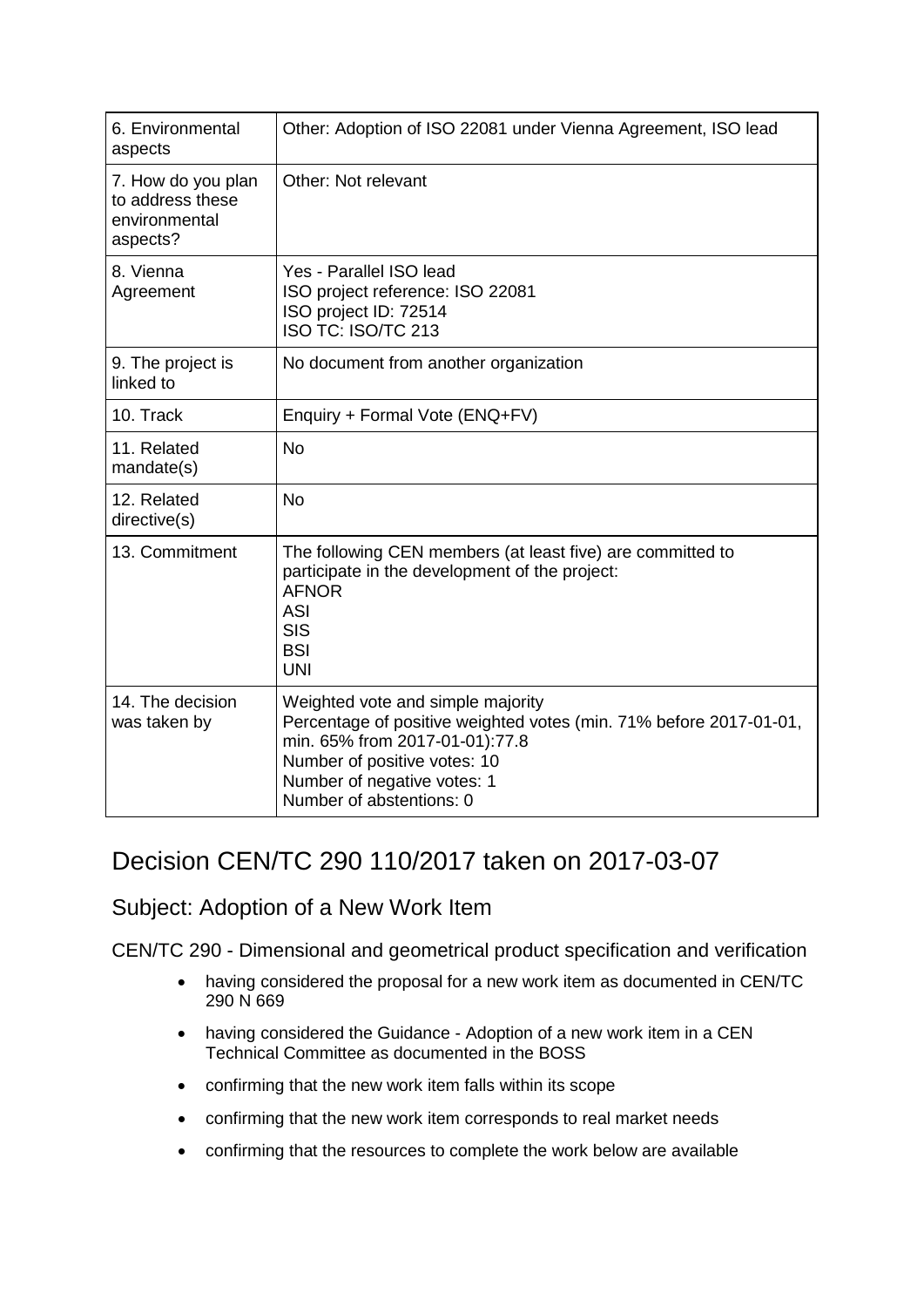| | |
|---|---|
| 6. Environmental aspects | Other: Adoption of ISO 22081 under Vienna Agreement, ISO lead |
| 7. How do you plan to address these environmental aspects? | Other: Not relevant |
| 8. Vienna Agreement | Yes - Parallel ISO lead<br>ISO project reference: ISO 22081<br>ISO project ID: 72514<br>ISO TC: ISO/TC 213 |
| 9. The project is linked to | No document from another organization |
| 10. Track | Enquiry + Formal Vote (ENQ+FV) |
| 11. Related mandate(s) | No |
| 12. Related directive(s) | No |
| 13. Commitment | The following CEN members (at least five) are committed to participate in the development of the project:<br>AFNOR<br>ASI<br>SIS<br>BSI<br>UNI |
| 14. The decision was taken by | Weighted vote and simple majority<br>Percentage of positive weighted votes (min. 71% before 2017-01-01, min. 65% from 2017-01-01):77.8<br>Number of positive votes: 10<br>Number of negative votes: 1<br>Number of abstentions: 0 |

# Decision CEN/TC 290 110/2017 taken on 2017-03-07

## Subject: Adoption of a New Work Item

CEN/TC 290 - Dimensional and geometrical product specification and verification

- having considered the proposal for a new work item as documented in CEN/TC 290 N 669
- having considered the Guidance - Adoption of a new work item in a CEN Technical Committee as documented in the BOSS
- confirming that the new work item falls within its scope
- confirming that the new work item corresponds to real market needs
- confirming that the resources to complete the work below are available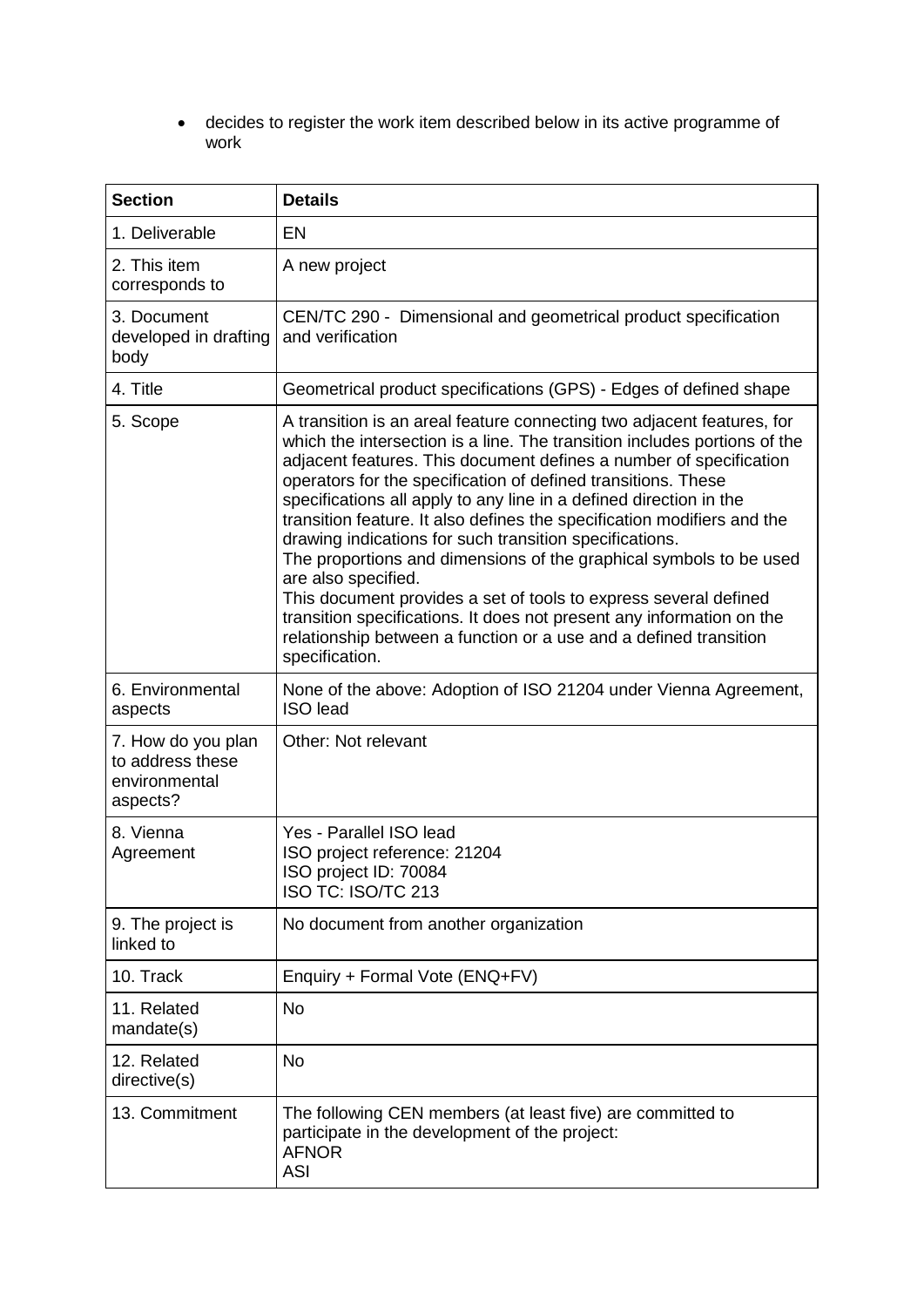- decides to register the work item described below in its active programme of work

| Section | Details |
|---|---|
| 1. Deliverable | EN |
| 2. This item corresponds to | A new project |
| 3. Document developed in drafting body | CEN/TC 290 - Dimensional and geometrical product specification and verification |
| 4. Title | Geometrical product specifications (GPS) - Edges of defined shape |
| 5. Scope | A transition is an areal feature connecting two adjacent features, for which the intersection is a line. The transition includes portions of the adjacent features. This document defines a number of specification operators for the specification of defined transitions. These specifications all apply to any line in a defined direction in the transition feature. It also defines the specification modifiers and the drawing indications for such transition specifications.<br>The proportions and dimensions of the graphical symbols to be used are also specified.<br>This document provides a set of tools to express several defined transition specifications. It does not present any information on the relationship between a function or a use and a defined transition specification. |
| 6. Environmental aspects | None of the above: Adoption of ISO 21204 under Vienna Agreement, ISO lead |
| 7. How do you plan to address these environmental aspects? | Other: Not relevant |
| 8. Vienna Agreement | Yes - Parallel ISO lead<br>ISO project reference: 21204<br>ISO project ID: 70084<br>ISO TC: ISO/TC 213 |
| 9. The project is linked to | No document from another organization |
| 10. Track | Enquiry + Formal Vote (ENQ+FV) |
| 11. Related mandate(s) | No |
| 12. Related directive(s) | No |
| 13. Commitment | The following CEN members (at least five) are committed to participate in the development of the project:<br>AFNOR<br>ASI |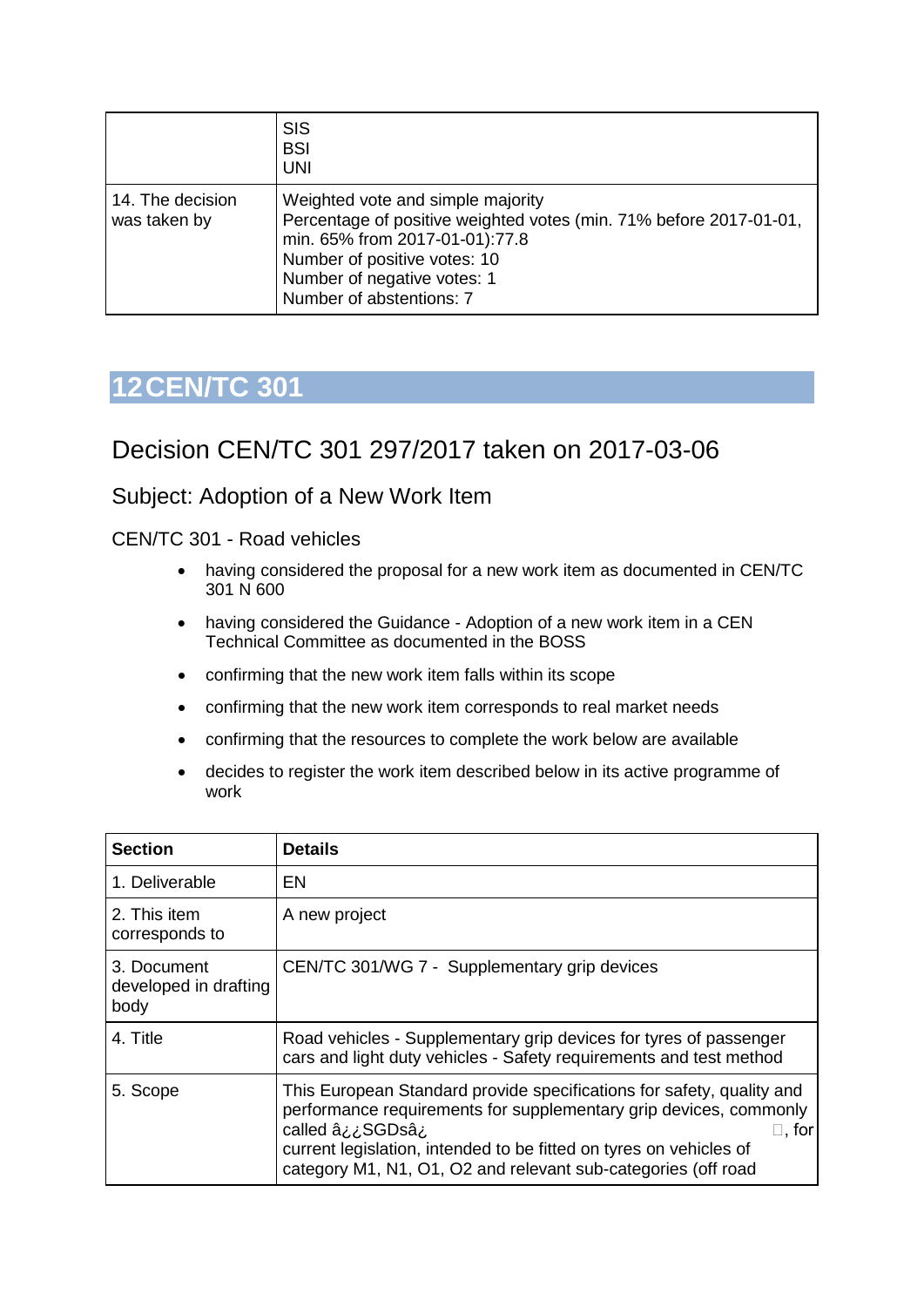| | |
|---|---|
| | SIS<br>BSI<br>UNI |
| 14. The decision was taken by | Weighted vote and simple majority<br>Percentage of positive weighted votes (min. 71% before 2017-01-01, min. 65% from 2017-01-01):77.8<br>Number of positive votes: 10<br>Number of negative votes: 1<br>Number of abstentions: 7 |

# 12 CEN/TC 301

## Decision CEN/TC 301 297/2017 taken on 2017-03-06

### Subject: Adoption of a New Work Item

CEN/TC 301 - Road vehicles

- having considered the proposal for a new work item as documented in CEN/TC 301 N 600
- having considered the Guidance - Adoption of a new work item in a CEN Technical Committee as documented in the BOSS
- confirming that the new work item falls within its scope
- confirming that the new work item corresponds to real market needs
- confirming that the resources to complete the work below are available
- decides to register the work item described below in its active programme of work

| Section | Details |
|---|---|
| 1. Deliverable | EN |
| 2. This item corresponds to | A new project |
| 3. Document developed in drafting body | CEN/TC 301/WG 7 - Supplementary grip devices |
| 4. Title | Road vehicles - Supplementary grip devices for tyres of passenger cars and light duty vehicles - Safety requirements and test method |
| 5. Scope | This European Standard provide specifications for safety, quality and performance requirements for supplementary grip devices, commonly called â¿¿SGDsâ¿¿ , for current legislation, intended to be fitted on tyres on vehicles of category M1, N1, O1, O2 and relevant sub-categories (off road |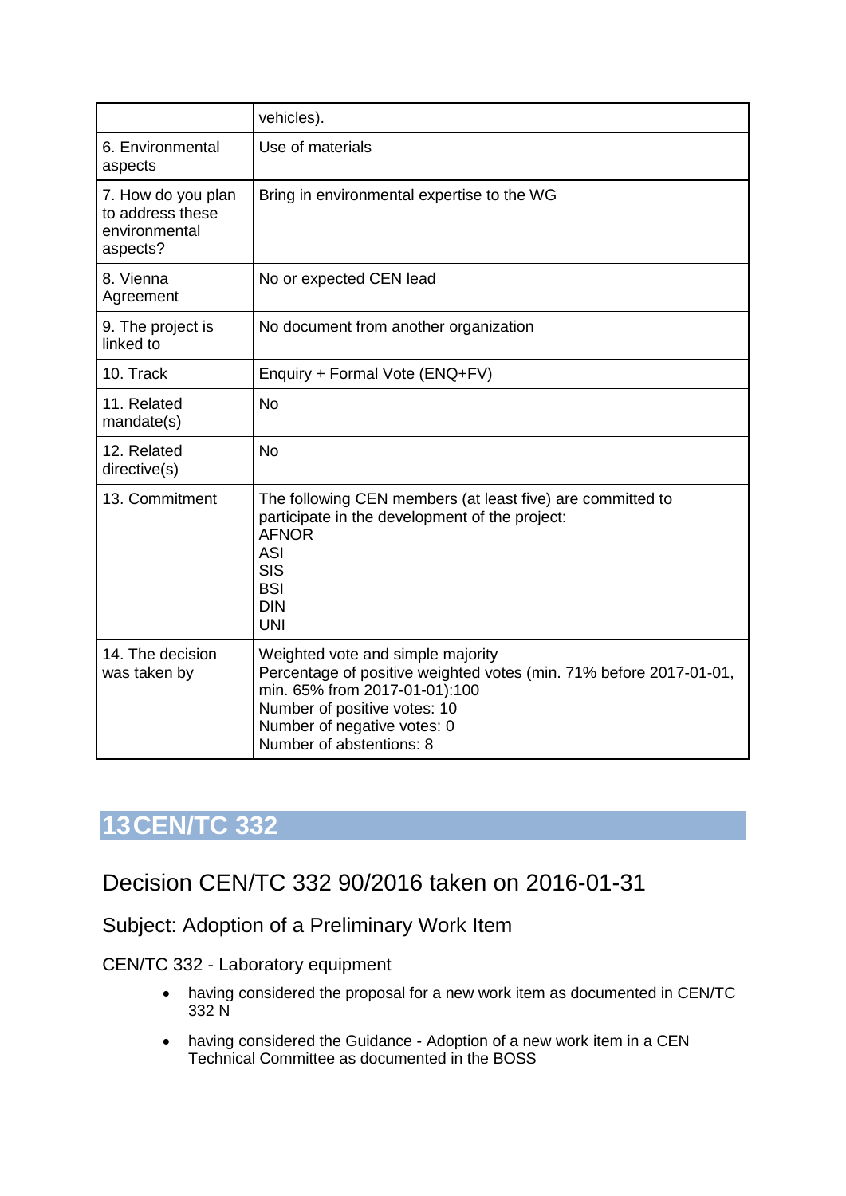| | |
|---|---|
| | vehicles). |
| 6. Environmental aspects | Use of materials |
| 7. How do you plan to address these environmental aspects? | Bring in environmental expertise to the WG |
| 8. Vienna Agreement | No or expected CEN lead |
| 9. The project is linked to | No document from another organization |
| 10. Track | Enquiry + Formal Vote (ENQ+FV) |
| 11. Related mandate(s) | No |
| 12. Related directive(s) | No |
| 13. Commitment | The following CEN members (at least five) are committed to participate in the development of the project:<br>AFNOR<br>ASI<br>SIS<br>BSI<br>DIN<br>UNI |
| 14. The decision was taken by | Weighted vote and simple majority<br>Percentage of positive weighted votes (min. 71% before 2017-01-01, min. 65% from 2017-01-01):100<br>Number of positive votes: 10<br>Number of negative votes: 0<br>Number of abstentions: 8 |

# 13 CEN/TC 332

## Decision CEN/TC 332 90/2016 taken on 2016-01-31

### Subject: Adoption of a Preliminary Work Item

CEN/TC 332 - Laboratory equipment

- having considered the proposal for a new work item as documented in CEN/TC 332 N
- having considered the Guidance - Adoption of a new work item in a CEN Technical Committee as documented in the BOSS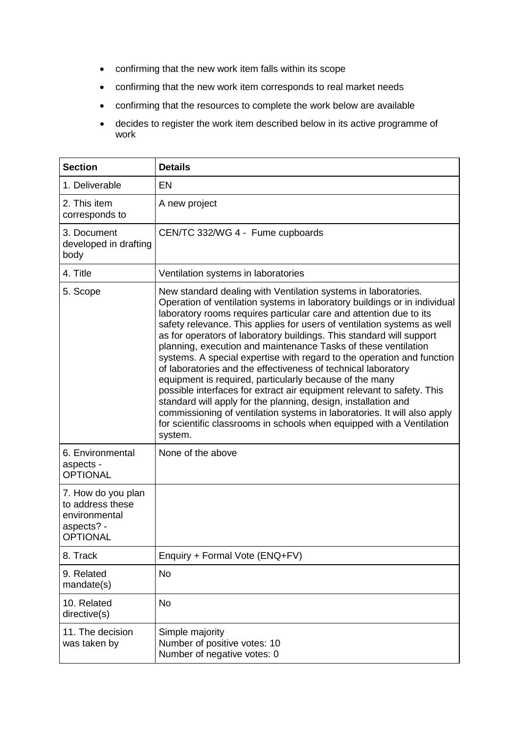- confirming that the new work item falls within its scope
- confirming that the new work item corresponds to real market needs
- confirming that the resources to complete the work below are available
- decides to register the work item described below in its active programme of work

| **Section** | **Details** |
|---|---|
| 1. Deliverable | EN |
| 2. This item corresponds to | A new project |
| 3. Document developed in drafting body | CEN/TC 332/WG 4 - Fume cupboards |
| 4. Title | Ventilation systems in laboratories |
| 5. Scope | New standard dealing with Ventilation systems in laboratories. Operation of ventilation systems in laboratory buildings or in individual laboratory rooms requires particular care and attention due to its safety relevance. This applies for users of ventilation systems as well as for operators of laboratory buildings. This standard will support planning, execution and maintenance Tasks of these ventilation systems. A special expertise with regard to the operation and function of laboratories and the effectiveness of technical laboratory equipment is required, particularly because of the many possible interfaces for extract air equipment relevant to safety. This standard will apply for the planning, design, installation and commissioning of ventilation systems in laboratories. It will also apply for scientific classrooms in schools when equipped with a Ventilation system. |
| 6. Environmental aspects - OPTIONAL | None of the above |
| 7. How do you plan to address these environmental aspects? - OPTIONAL | |
| 8. Track | Enquiry + Formal Vote (ENQ+FV) |
| 9. Related mandate(s) | No |
| 10. Related directive(s) | No |
| 11. The decision was taken by | Simple majority<br>Number of positive votes: 10<br>Number of negative votes: 0 |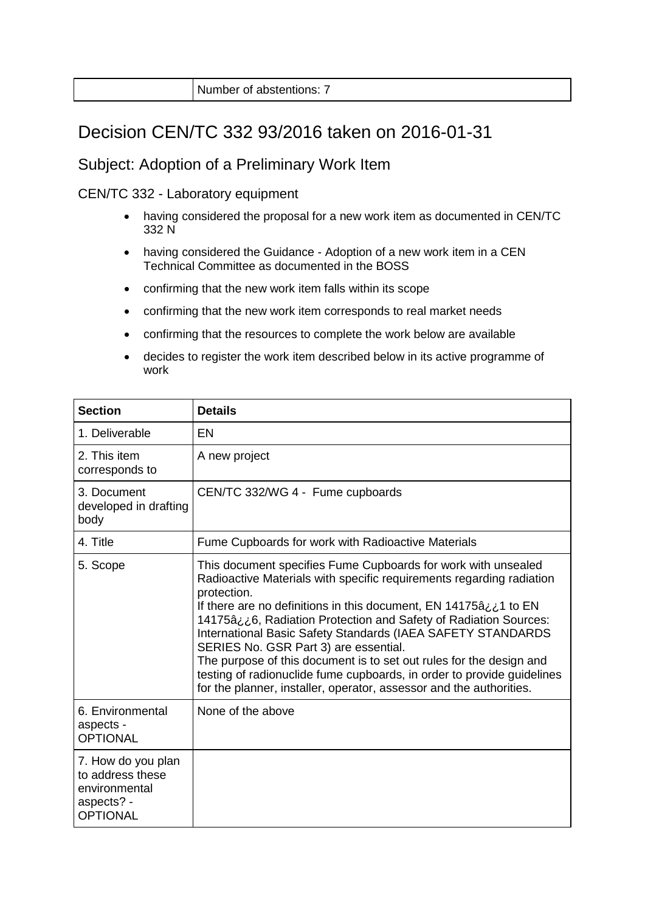| | |
|---|---|
| | Number of abstentions: 7 |

# Decision CEN/TC 332 93/2016 taken on 2016-01-31

## Subject: Adoption of a Preliminary Work Item

### CEN/TC 332 - Laboratory equipment

- having considered the proposal for a new work item as documented in CEN/TC 332 N
- having considered the Guidance - Adoption of a new work item in a CEN Technical Committee as documented in the BOSS
- confirming that the new work item falls within its scope
- confirming that the new work item corresponds to real market needs
- confirming that the resources to complete the work below are available
- decides to register the work item described below in its active programme of work

| Section | Details |
|---|---|
| 1. Deliverable | EN |
| 2. This item corresponds to | A new project |
| 3. Document developed in drafting body | CEN/TC 332/WG 4 - Fume cupboards |
| 4. Title | Fume Cupboards for work with Radioactive Materials |
| 5. Scope | This document specifies Fume Cupboards for work with unsealed Radioactive Materials with specific requirements regarding radiation protection.<br>If there are no definitions in this document, EN 14175â¿¿1 to EN 14175â¿¿6, Radiation Protection and Safety of Radiation Sources: International Basic Safety Standards (IAEA SAFETY STANDARDS SERIES No. GSR Part 3) are essential.<br>The purpose of this document is to set out rules for the design and testing of radionuclide fume cupboards, in order to provide guidelines for the planner, installer, operator, assessor and the authorities. |
| 6. Environmental aspects - OPTIONAL | None of the above |
| 7. How do you plan to address these environmental aspects? - OPTIONAL | |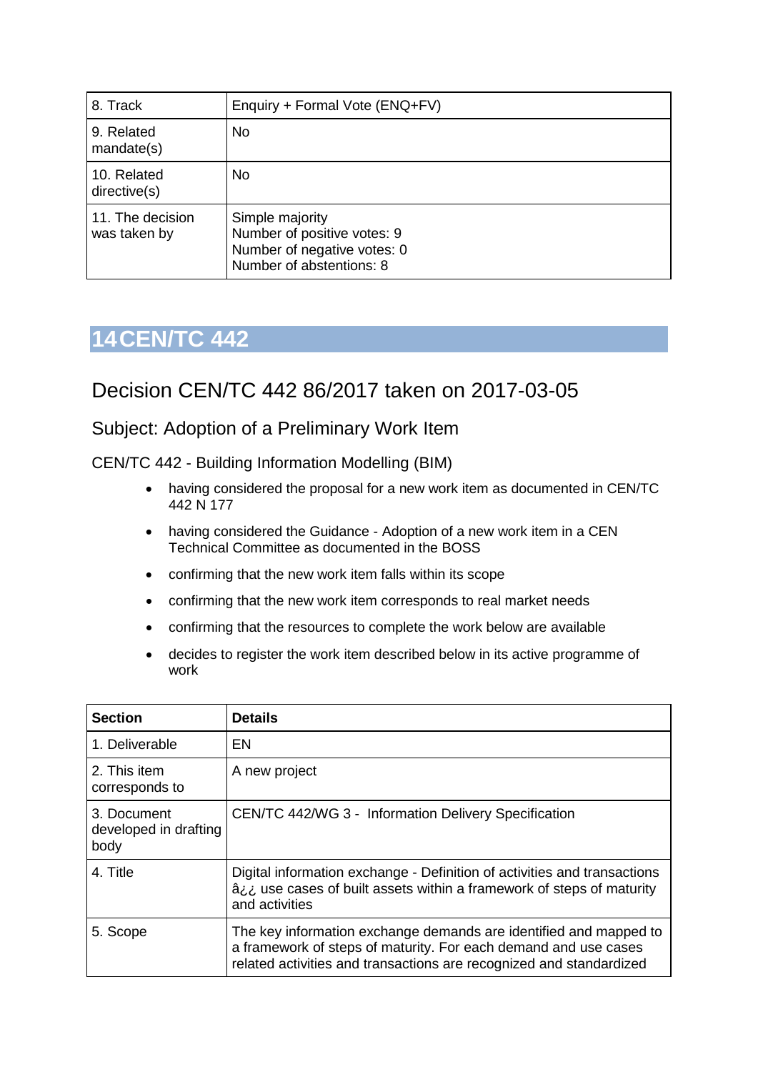| | |
|---|---|
| 8. Track | Enquiry + Formal Vote (ENQ+FV) |
| 9. Related mandate(s) | No |
| 10. Related directive(s) | No |
| 11. The decision was taken by | Simple majority<br>Number of positive votes: 9<br>Number of negative votes: 0<br>Number of abstentions: 8 |

# 14 CEN/TC 442

## Decision CEN/TC 442 86/2017 taken on 2017-03-05

### Subject: Adoption of a Preliminary Work Item

CEN/TC 442 - Building Information Modelling (BIM)

- having considered the proposal for a new work item as documented in CEN/TC 442 N 177
- having considered the Guidance - Adoption of a new work item in a CEN Technical Committee as documented in the BOSS
- confirming that the new work item falls within its scope
- confirming that the new work item corresponds to real market needs
- confirming that the resources to complete the work below are available
- decides to register the work item described below in its active programme of work

| **Section** | **Details** |
|---|---|
| 1. Deliverable | EN |
| 2. This item corresponds to | A new project |
| 3. Document developed in drafting body | CEN/TC 442/WG 3 - Information Delivery Specification |
| 4. Title | Digital information exchange - Definition of activities and transactions â¿¿ use cases of built assets within a framework of steps of maturity and activities |
| 5. Scope | The key information exchange demands are identified and mapped to a framework of steps of maturity. For each demand and use cases related activities and transactions are recognized and standardized |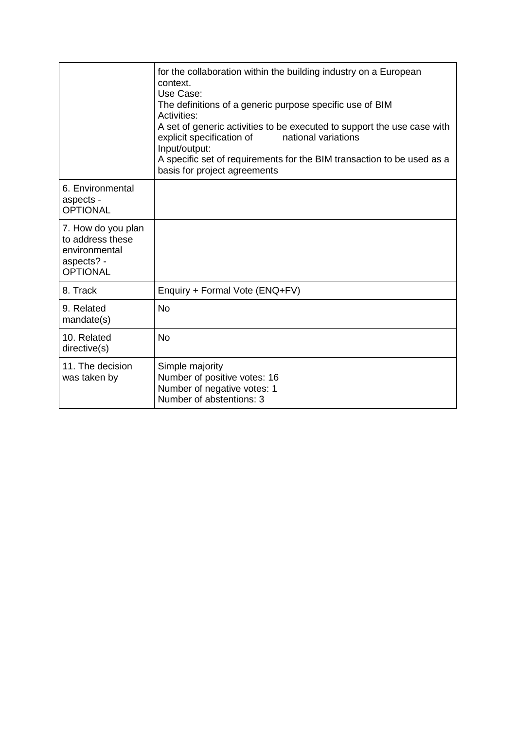| | |
|---|---|
| | for the collaboration within the building industry on a European context.<br>Use Case:<br>The definitions of a generic purpose specific use of BIM<br>Activities:<br>A set of generic activities to be executed to support the use case with explicit specification of national variations<br>Input/output:<br>A specific set of requirements for the BIM transaction to be used as a basis for project agreements |
| 6. Environmental aspects - OPTIONAL | |
| 7. How do you plan to address these environmental aspects? - OPTIONAL | |
| 8. Track | Enquiry + Formal Vote (ENQ+FV) |
| 9. Related mandate(s) | No |
| 10. Related directive(s) | No |
| 11. The decision was taken by | Simple majority<br>Number of positive votes: 16<br>Number of negative votes: 1<br>Number of abstentions: 3 |